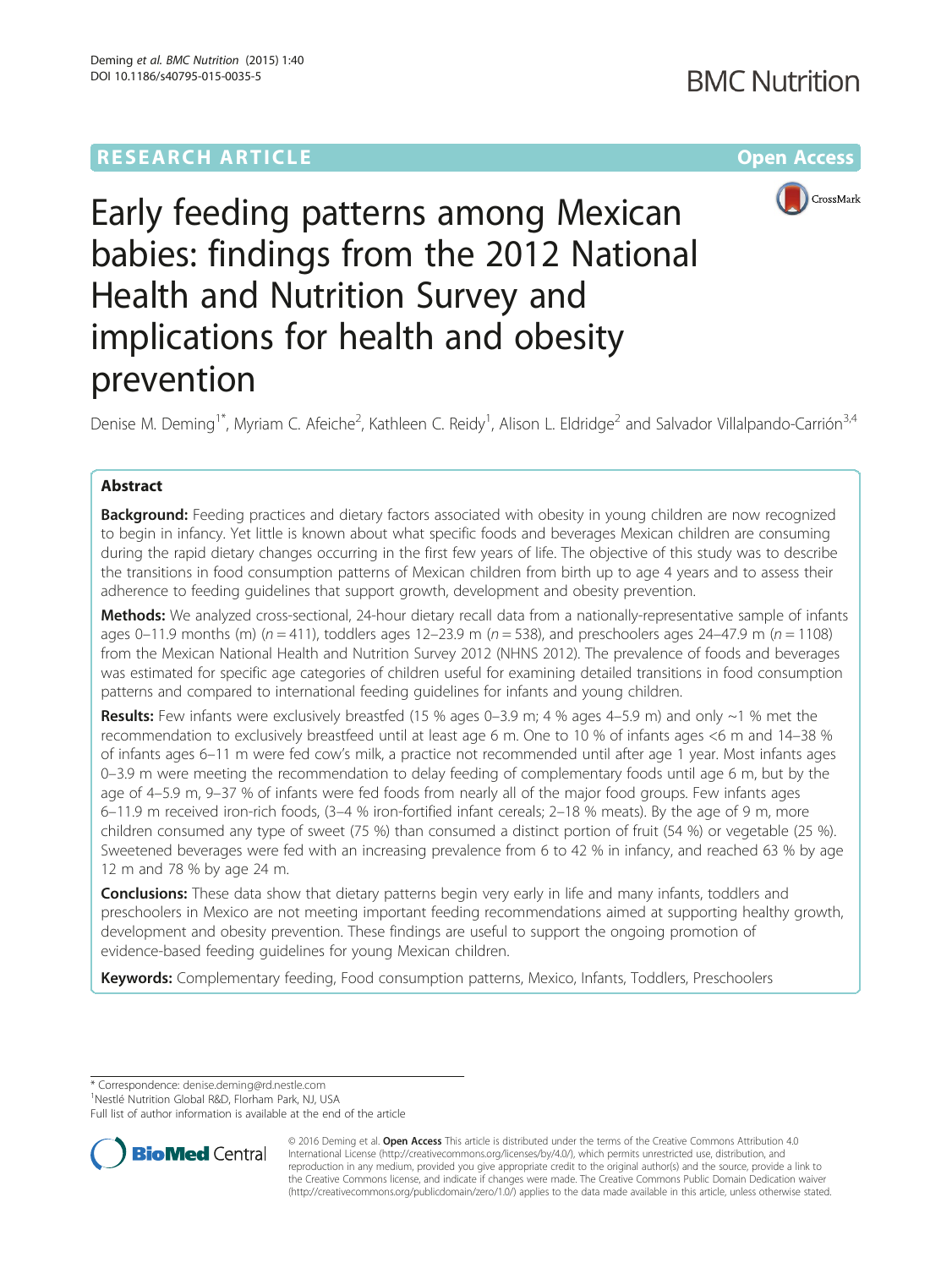RESEARCH ARTICLE

Open Access

# Early feeding patterns among Mexican babies: findings from the 2012 National Health and Nutrition Survey and implications for health and obesity prevention

Denise M. Deming[1*], Myriam C. Afeiche[2], Kathleen C. Reidy[1], Alison L. Eldridge[2] and Salvador Villalpando-Carrión[3,4]

## Abstract

**Background:** Feeding practices and dietary factors associated with obesity in young children are now recognized to begin in infancy. Yet little is known about what specific foods and beverages Mexican children are consuming during the rapid dietary changes occurring in the first few years of life. The objective of this study was to describe the transitions in food consumption patterns of Mexican children from birth up to age 4 years and to assess their adherence to feeding guidelines that support growth, development and obesity prevention.

**Methods:** We analyzed cross-sectional, 24-hour dietary recall data from a nationally-representative sample of infants ages 0–11.9 months (m) (*n* = 411), toddlers ages 12–23.9 m (*n* = 538), and preschoolers ages 24–47.9 m (*n* = 1108) from the Mexican National Health and Nutrition Survey 2012 (NHNS 2012). The prevalence of foods and beverages was estimated for specific age categories of children useful for examining detailed transitions in food consumption patterns and compared to international feeding guidelines for infants and young children.

**Results:** Few infants were exclusively breastfed (15 % ages 0–3.9 m; 4 % ages 4–5.9 m) and only ~1 % met the recommendation to exclusively breastfeed until at least age 6 m. One to 10 % of infants ages <6 m and 14–38 % of infants ages 6–11 m were fed cow's milk, a practice not recommended until after age 1 year. Most infants ages 0–3.9 m were meeting the recommendation to delay feeding of complementary foods until age 6 m, but by the age of 4–5.9 m, 9–37 % of infants were fed foods from nearly all of the major food groups. Few infants ages 6–11.9 m received iron-rich foods, (3–4 % iron-fortified infant cereals; 2–18 % meats). By the age of 9 m, more children consumed any type of sweet (75 %) than consumed a distinct portion of fruit (54 %) or vegetable (25 %). Sweetened beverages were fed with an increasing prevalence from 6 to 42 % in infancy, and reached 63 % by age 12 m and 78 % by age 24 m.

**Conclusions:** These data show that dietary patterns begin very early in life and many infants, toddlers and preschoolers in Mexico are not meeting important feeding recommendations aimed at supporting healthy growth, development and obesity prevention. These findings are useful to support the ongoing promotion of evidence-based feeding guidelines for young Mexican children.

**Keywords:** Complementary feeding, Food consumption patterns, Mexico, Infants, Toddlers, Preschoolers

---

* Correspondence: denise.deming@rd.nestle.com
[1]Nestlé Nutrition Global R&D, Florham Park, NJ, USA
Full list of author information is available at the end of the article

© 2016 Deming et al. **Open Access** This article is distributed under the terms of the Creative Commons Attribution 4.0 International License (http://creativecommons.org/licenses/by/4.0/), which permits unrestricted use, distribution, and reproduction in any medium, provided you give appropriate credit to the original author(s) and the source, provide a link to the Creative Commons license, and indicate if changes were made. The Creative Commons Public Domain Dedication waiver (http://creativecommons.org/publicdomain/zero/1.0/) applies to the data made available in this article, unless otherwise stated.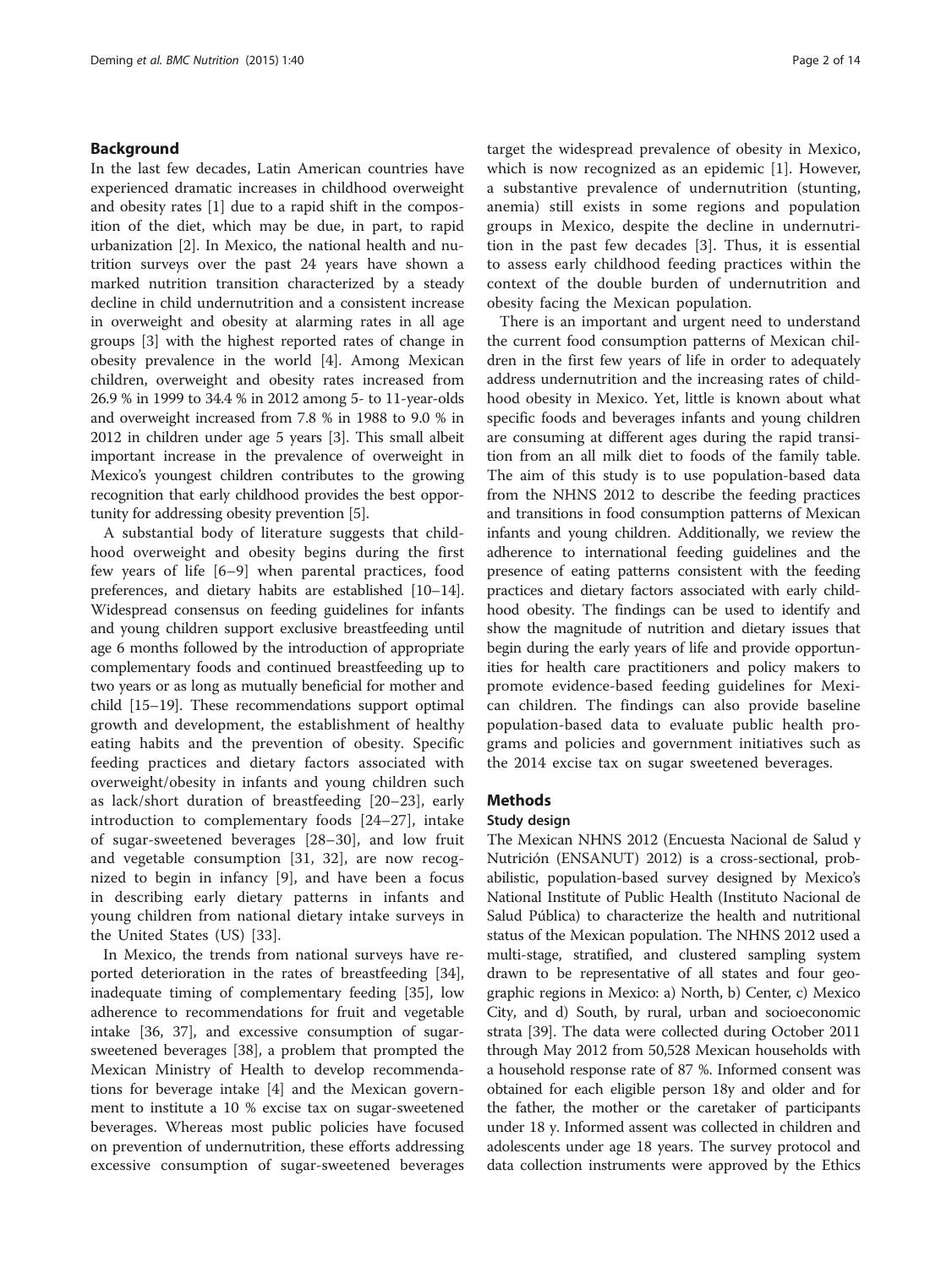## Background

In the last few decades, Latin American countries have experienced dramatic increases in childhood overweight and obesity rates [1] due to a rapid shift in the composition of the diet, which may be due, in part, to rapid urbanization [2]. In Mexico, the national health and nutrition surveys over the past 24 years have shown a marked nutrition transition characterized by a steady decline in child undernutrition and a consistent increase in overweight and obesity at alarming rates in all age groups [3] with the highest reported rates of change in obesity prevalence in the world [4]. Among Mexican children, overweight and obesity rates increased from 26.9 % in 1999 to 34.4 % in 2012 among 5- to 11-year-olds and overweight increased from 7.8 % in 1988 to 9.0 % in 2012 in children under age 5 years [3]. This small albeit important increase in the prevalence of overweight in Mexico's youngest children contributes to the growing recognition that early childhood provides the best opportunity for addressing obesity prevention [5].

A substantial body of literature suggests that childhood overweight and obesity begins during the first few years of life [6–9] when parental practices, food preferences, and dietary habits are established [10–14]. Widespread consensus on feeding guidelines for infants and young children support exclusive breastfeeding until age 6 months followed by the introduction of appropriate complementary foods and continued breastfeeding up to two years or as long as mutually beneficial for mother and child [15–19]. These recommendations support optimal growth and development, the establishment of healthy eating habits and the prevention of obesity. Specific feeding practices and dietary factors associated with overweight/obesity in infants and young children such as lack/short duration of breastfeeding [20–23], early introduction to complementary foods [24–27], intake of sugar-sweetened beverages [28–30], and low fruit and vegetable consumption [31, 32], are now recognized to begin in infancy [9], and have been a focus in describing early dietary patterns in infants and young children from national dietary intake surveys in the United States (US) [33].

In Mexico, the trends from national surveys have reported deterioration in the rates of breastfeeding [34], inadequate timing of complementary feeding [35], low adherence to recommendations for fruit and vegetable intake [36, 37], and excessive consumption of sugar-sweetened beverages [38], a problem that prompted the Mexican Ministry of Health to develop recommendations for beverage intake [4] and the Mexican government to institute a 10 % excise tax on sugar-sweetened beverages. Whereas most public policies have focused on prevention of undernutrition, these efforts addressing excessive consumption of sugar-sweetened beverages target the widespread prevalence of obesity in Mexico, which is now recognized as an epidemic [1]. However, a substantive prevalence of undernutrition (stunting, anemia) still exists in some regions and population groups in Mexico, despite the decline in undernutrition in the past few decades [3]. Thus, it is essential to assess early childhood feeding practices within the context of the double burden of undernutrition and obesity facing the Mexican population.

There is an important and urgent need to understand the current food consumption patterns of Mexican children in the first few years of life in order to adequately address undernutrition and the increasing rates of childhood obesity in Mexico. Yet, little is known about what specific foods and beverages infants and young children are consuming at different ages during the rapid transition from an all milk diet to foods of the family table. The aim of this study is to use population-based data from the NHNS 2012 to describe the feeding practices and transitions in food consumption patterns of Mexican infants and young children. Additionally, we review the adherence to international feeding guidelines and the presence of eating patterns consistent with the feeding practices and dietary factors associated with early childhood obesity. The findings can be used to identify and show the magnitude of nutrition and dietary issues that begin during the early years of life and provide opportunities for health care practitioners and policy makers to promote evidence-based feeding guidelines for Mexican children. The findings can also provide baseline population-based data to evaluate public health programs and policies and government initiatives such as the 2014 excise tax on sugar sweetened beverages.

## Methods

### Study design

The Mexican NHNS 2012 (Encuesta Nacional de Salud y Nutrición (ENSANUT) 2012) is a cross-sectional, probabilistic, population-based survey designed by Mexico's National Institute of Public Health (Instituto Nacional de Salud Pública) to characterize the health and nutritional status of the Mexican population. The NHNS 2012 used a multi-stage, stratified, and clustered sampling system drawn to be representative of all states and four geographic regions in Mexico: a) North, b) Center, c) Mexico City, and d) South, by rural, urban and socioeconomic strata [39]. The data were collected during October 2011 through May 2012 from 50,528 Mexican households with a household response rate of 87 %. Informed consent was obtained for each eligible person 18y and older and for the father, the mother or the caretaker of participants under 18 y. Informed assent was collected in children and adolescents under age 18 years. The survey protocol and data collection instruments were approved by the Ethics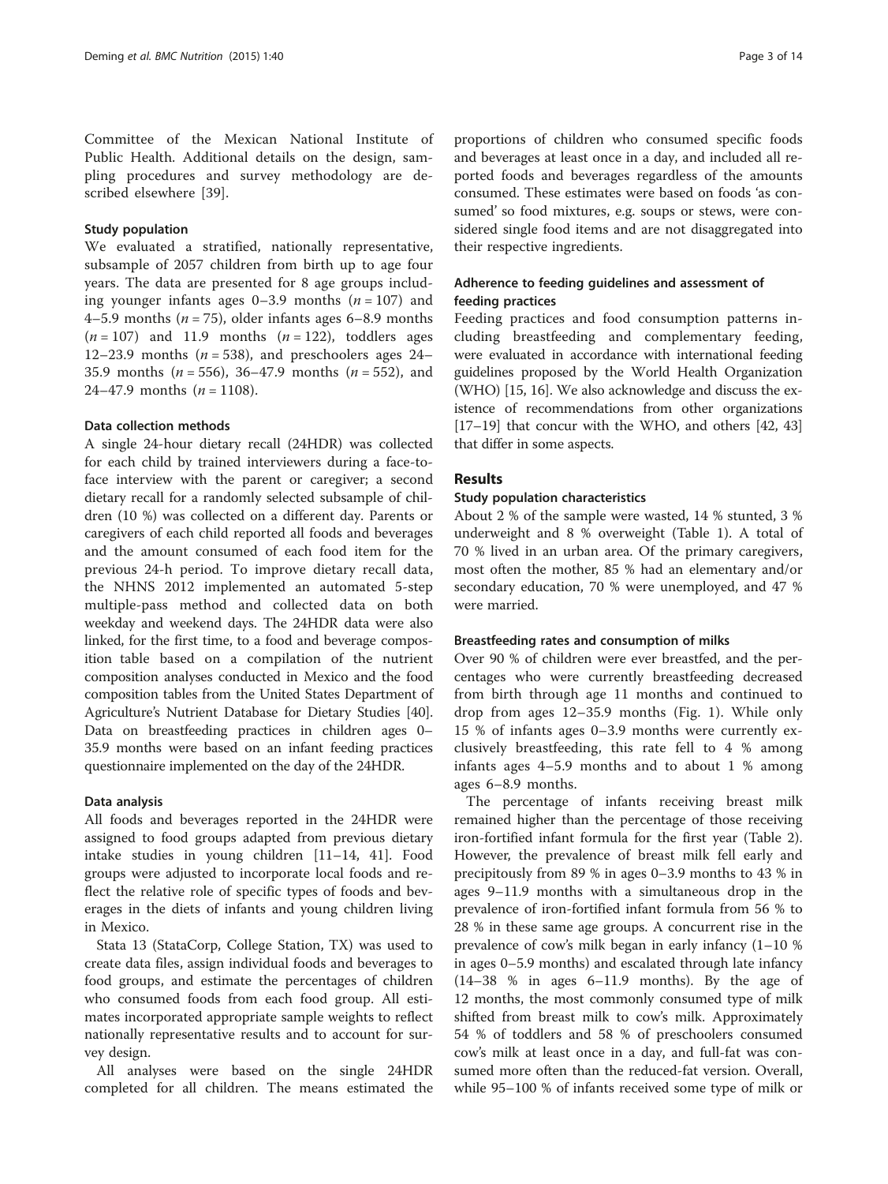Committee of the Mexican National Institute of Public Health. Additional details on the design, sampling procedures and survey methodology are described elsewhere [39].

### Study population

We evaluated a stratified, nationally representative, subsample of 2057 children from birth up to age four years. The data are presented for 8 age groups including younger infants ages 0–3.9 months ($n = 107$) and 4–5.9 months ($n = 75$), older infants ages 6–8.9 months ($n = 107$) and 11.9 months ($n = 122$), toddlers ages 12–23.9 months ($n = 538$), and preschoolers ages 24–35.9 months ($n = 556$), 36–47.9 months ($n = 552$), and 24–47.9 months ($n = 1108$).

### Data collection methods

A single 24-hour dietary recall (24HDR) was collected for each child by trained interviewers during a face-to-face interview with the parent or caregiver; a second dietary recall for a randomly selected subsample of children (10 %) was collected on a different day. Parents or caregivers of each child reported all foods and beverages and the amount consumed of each food item for the previous 24-h period. To improve dietary recall data, the NHNS 2012 implemented an automated 5-step multiple-pass method and collected data on both weekday and weekend days. The 24HDR data were also linked, for the first time, to a food and beverage composition table based on a compilation of the nutrient composition analyses conducted in Mexico and the food composition tables from the United States Department of Agriculture's Nutrient Database for Dietary Studies [40]. Data on breastfeeding practices in children ages 0–35.9 months were based on an infant feeding practices questionnaire implemented on the day of the 24HDR.

### Data analysis

All foods and beverages reported in the 24HDR were assigned to food groups adapted from previous dietary intake studies in young children [11–14, 41]. Food groups were adjusted to incorporate local foods and reflect the relative role of specific types of foods and beverages in the diets of infants and young children living in Mexico.

Stata 13 (StataCorp, College Station, TX) was used to create data files, assign individual foods and beverages to food groups, and estimate the percentages of children who consumed foods from each food group. All estimates incorporated appropriate sample weights to reflect nationally representative results and to account for survey design.

All analyses were based on the single 24HDR completed for all children. The means estimated the proportions of children who consumed specific foods and beverages at least once in a day, and included all reported foods and beverages regardless of the amounts consumed. These estimates were based on foods 'as consumed' so food mixtures, e.g. soups or stews, were considered single food items and are not disaggregated into their respective ingredients.

### Adherence to feeding guidelines and assessment of feeding practices

Feeding practices and food consumption patterns including breastfeeding and complementary feeding, were evaluated in accordance with international feeding guidelines proposed by the World Health Organization (WHO) [15, 16]. We also acknowledge and discuss the existence of recommendations from other organizations [17–19] that concur with the WHO, and others [42, 43] that differ in some aspects.

## Results

### Study population characteristics

About 2 % of the sample were wasted, 14 % stunted, 3 % underweight and 8 % overweight (Table 1). A total of 70 % lived in an urban area. Of the primary caregivers, most often the mother, 85 % had an elementary and/or secondary education, 70 % were unemployed, and 47 % were married.

### Breastfeeding rates and consumption of milks

Over 90 % of children were ever breastfed, and the percentages who were currently breastfeeding decreased from birth through age 11 months and continued to drop from ages 12–35.9 months (Fig. 1). While only 15 % of infants ages 0–3.9 months were currently exclusively breastfeeding, this rate fell to 4 % among infants ages 4–5.9 months and to about 1 % among ages 6–8.9 months.

The percentage of infants receiving breast milk remained higher than the percentage of those receiving iron-fortified infant formula for the first year (Table 2). However, the prevalence of breast milk fell early and precipitously from 89 % in ages 0–3.9 months to 43 % in ages 9–11.9 months with a simultaneous drop in the prevalence of iron-fortified infant formula from 56 % to 28 % in these same age groups. A concurrent rise in the prevalence of cow's milk began in early infancy (1–10 % in ages 0–5.9 months) and escalated through late infancy (14–38 % in ages 6–11.9 months). By the age of 12 months, the most commonly consumed type of milk shifted from breast milk to cow's milk. Approximately 54 % of toddlers and 58 % of preschoolers consumed cow's milk at least once in a day, and full-fat was consumed more often than the reduced-fat version. Overall, while 95–100 % of infants received some type of milk or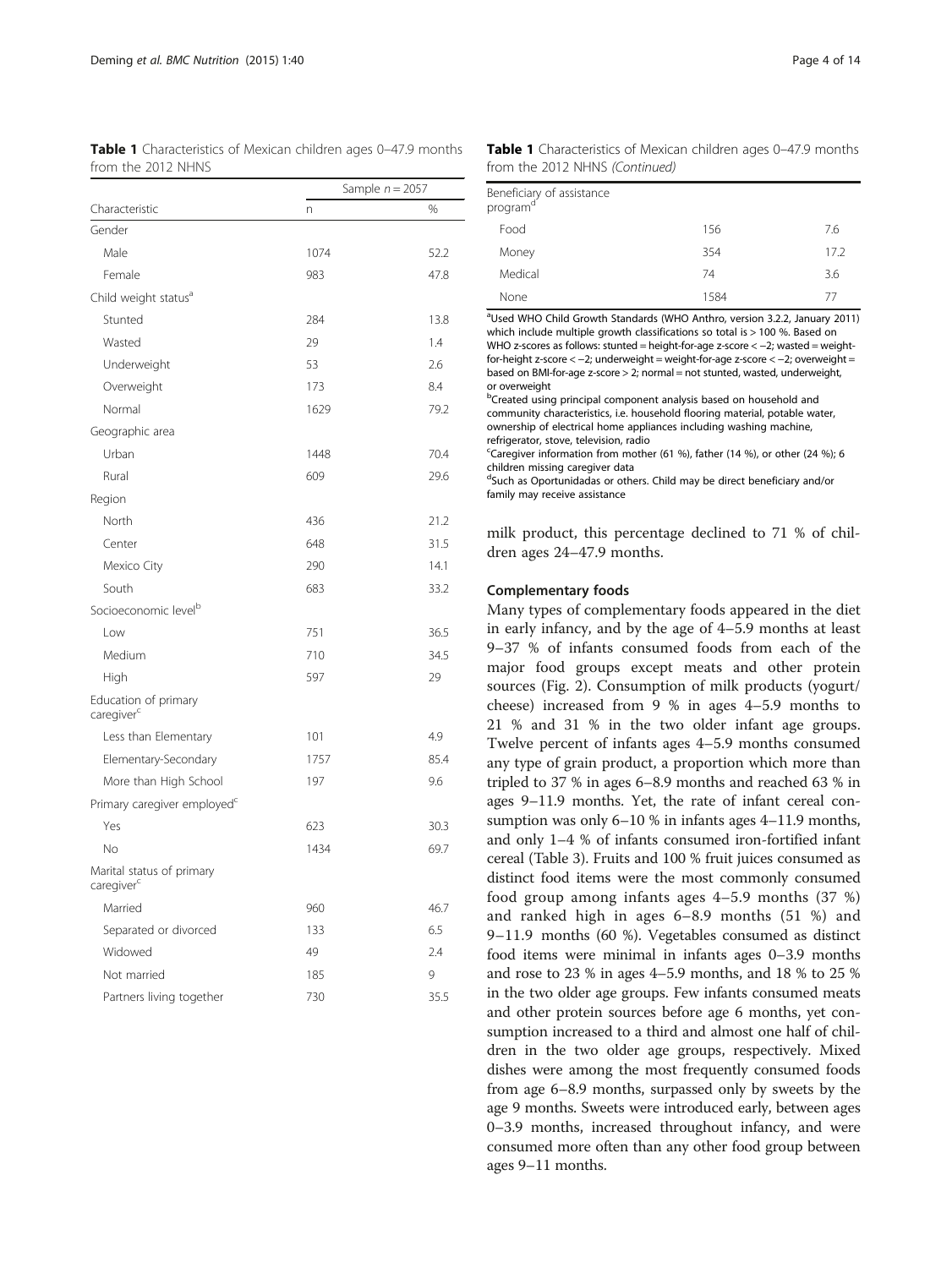**Table 1** Characteristics of Mexican children ages 0–47.9 months from the 2012 NHNS

| Characteristic | Sample $n = 2057$ | |
|---|---|---|
| | n | % |
| Gender | | |
| Male | 1074 | 52.2 |
| Female | 983 | 47.8 |
| Child weight status[a] | | |
| Stunted | 284 | 13.8 |
| Wasted | 29 | 1.4 |
| Underweight | 53 | 2.6 |
| Overweight | 173 | 8.4 |
| Normal | 1629 | 79.2 |
| Geographic area | | |
| Urban | 1448 | 70.4 |
| Rural | 609 | 29.6 |
| Region | | |
| North | 436 | 21.2 |
| Center | 648 | 31.5 |
| Mexico City | 290 | 14.1 |
| South | 683 | 33.2 |
| Socioeconomic level[b] | | |
| Low | 751 | 36.5 |
| Medium | 710 | 34.5 |
| High | 597 | 29 |
| Education of primary caregiver[c] | | |
| Less than Elementary | 101 | 4.9 |
| Elementary-Secondary | 1757 | 85.4 |
| More than High School | 197 | 9.6 |
| Primary caregiver employed[c] | | |
| Yes | 623 | 30.3 |
| No | 1434 | 69.7 |
| Marital status of primary caregiver[c] | | |
| Married | 960 | 46.7 |
| Separated or divorced | 133 | 6.5 |
| Widowed | 49 | 2.4 |
| Not married | 185 | 9 |
| Partners living together | 730 | 35.5 |
| Beneficiary of assistance program[d] | | |
| Food | 156 | 7.6 |
| Money | 354 | 17.2 |
| Medical | 74 | 3.6 |
| None | 1584 | 77 |

[a]Used WHO Child Growth Standards (WHO Anthro, version 3.2.2, January 2011) which include multiple growth classifications so total is > 100 %. Based on WHO z-scores as follows: stunted = height-for-age z-score < −2; wasted = weight-for-height z-score < −2; underweight = weight-for-age z-score < −2; overweight = based on BMI-for-age z-score > 2; normal = not stunted, wasted, underweight, or overweight

[b]Created using principal component analysis based on household and community characteristics, i.e. household flooring material, potable water, ownership of electrical home appliances including washing machine, refrigerator, stove, television, radio

[c]Caregiver information from mother (61 %), father (14 %), or other (24 %); 6 children missing caregiver data

[d]Such as Oportunidadas or others. Child may be direct beneficiary and/or family may receive assistance

milk product, this percentage declined to 71 % of children ages 24–47.9 months.

### Complementary foods

Many types of complementary foods appeared in the diet in early infancy, and by the age of 4–5.9 months at least 9–37 % of infants consumed foods from each of the major food groups except meats and other protein sources (Fig. 2). Consumption of milk products (yogurt/cheese) increased from 9 % in ages 4–5.9 months to 21 % and 31 % in the two older infant age groups. Twelve percent of infants ages 4–5.9 months consumed any type of grain product, a proportion which more than tripled to 37 % in ages 6–8.9 months and reached 63 % in ages 9–11.9 months. Yet, the rate of infant cereal consumption was only 6–10 % in infants ages 4–11.9 months, and only 1–4 % of infants consumed iron-fortified infant cereal (Table 3). Fruits and 100 % fruit juices consumed as distinct food items were the most commonly consumed food group among infants ages 4–5.9 months (37 %) and ranked high in ages 6–8.9 months (51 %) and 9–11.9 months (60 %). Vegetables consumed as distinct food items were minimal in infants ages 0–3.9 months and rose to 23 % in ages 4–5.9 months, and 18 % to 25 % in the two older age groups. Few infants consumed meats and other protein sources before age 6 months, yet consumption increased to a third and almost one half of children in the two older age groups, respectively. Mixed dishes were among the most frequently consumed foods from age 6–8.9 months, surpassed only by sweets by the age 9 months. Sweets were introduced early, between ages 0–3.9 months, increased throughout infancy, and were consumed more often than any other food group between ages 9–11 months.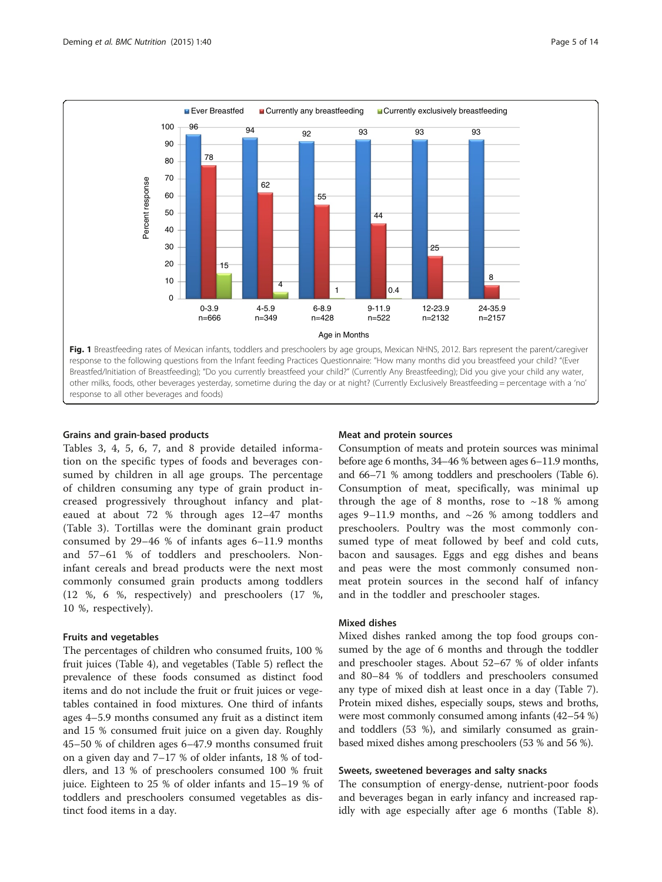**Fig. 1** Breastfeeding rates of Mexican infants, toddlers and preschoolers by age groups, Mexican NHNS, 2012. Bars represent the parent/caregiver response to the following questions from the Infant feeding Practices Questionnaire: "How many months did you breastfeed your child? "(Ever Breastfed/Initiation of Breastfeeding); "Do you currently breastfeed your child?" (Currently Any Breastfeeding); Did you give your child any water, other milks, foods, other beverages yesterday, sometime during the day or at night? (Currently Exclusively Breastfeeding = percentage with a 'no' response to all other beverages and foods)

### Grains and grain-based products

Tables 3, 4, 5, 6, 7, and 8 provide detailed information on the specific types of foods and beverages consumed by children in all age groups. The percentage of children consuming any type of grain product increased progressively throughout infancy and plateaued at about 72 % through ages 12–47 months (Table 3). Tortillas were the dominant grain product consumed by 29–46 % of infants ages 6–11.9 months and 57–61 % of toddlers and preschoolers. Non-infant cereals and bread products were the next most commonly consumed grain products among toddlers (12 %, 6 %, respectively) and preschoolers (17 %, 10 %, respectively).

### Fruits and vegetables

The percentages of children who consumed fruits, 100 % fruit juices (Table 4), and vegetables (Table 5) reflect the prevalence of these foods consumed as distinct food items and do not include the fruit or fruit juices or vegetables contained in food mixtures. One third of infants ages 4–5.9 months consumed any fruit as a distinct item and 15 % consumed fruit juice on a given day. Roughly 45–50 % of children ages 6–47.9 months consumed fruit on a given day and 7–17 % of older infants, 18 % of toddlers, and 13 % of preschoolers consumed 100 % fruit juice. Eighteen to 25 % of older infants and 15–19 % of toddlers and preschoolers consumed vegetables as distinct food items in a day.

### Meat and protein sources

Consumption of meats and protein sources was minimal before age 6 months, 34–46 % between ages 6–11.9 months, and 66–71 % among toddlers and preschoolers (Table 6). Consumption of meat, specifically, was minimal up through the age of 8 months, rose to ~18 % among ages 9–11.9 months, and ~26 % among toddlers and preschoolers. Poultry was the most commonly consumed type of meat followed by beef and cold cuts, bacon and sausages. Eggs and egg dishes and beans and peas were the most commonly consumed non-meat protein sources in the second half of infancy and in the toddler and preschooler stages.

### Mixed dishes

Mixed dishes ranked among the top food groups consumed by the age of 6 months and through the toddler and preschooler stages. About 52–67 % of older infants and 80–84 % of toddlers and preschoolers consumed any type of mixed dish at least once in a day (Table 7). Protein mixed dishes, especially soups, stews and broths, were most commonly consumed among infants (42–54 %) and toddlers (53 %), and similarly consumed as grain-based mixed dishes among preschoolers (53 % and 56 %).

### Sweets, sweetened beverages and salty snacks

The consumption of energy-dense, nutrient-poor foods and beverages began in early infancy and increased rapidly with age especially after age 6 months (Table 8).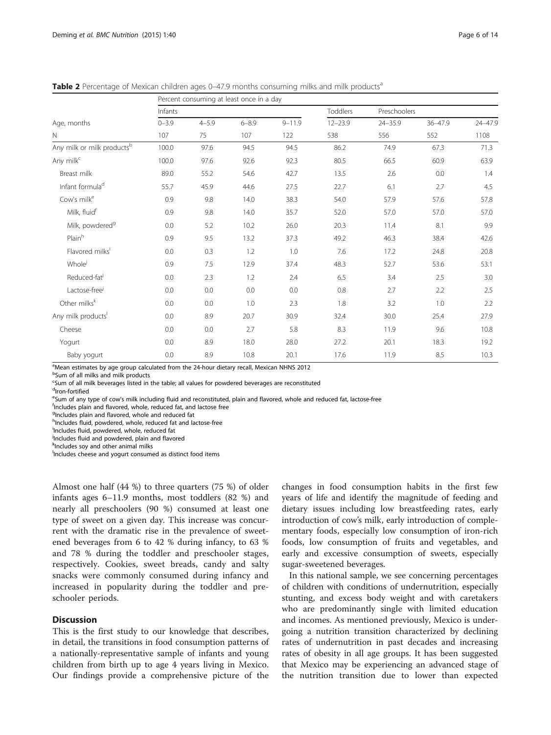**Table 2** Percentage of Mexican children ages 0–47.9 months consuming milks and milk products[a]

| | Percent consuming at least once in a day | | | | | | | |
|---|---|---|---|---|---|---|---|---|
| | Infants | | | | Toddlers | Preschoolers | | |
| Age, months | 0–3.9 | 4–5.9 | 6–8.9 | 9–11.9 | 12–23.9 | 24–35.9 | 36–47.9 | 24–47.9 |
| N | 107 | 75 | 107 | 122 | 538 | 556 | 552 | 1108 |
| Any milk or milk products[b] | 100.0 | 97.6 | 94.5 | 94.5 | 86.2 | 74.9 | 67.3 | 71.3 |
| Any milk[c] | 100.0 | 97.6 | 92.6 | 92.3 | 80.5 | 66.5 | 60.9 | 63.9 |
| Breast milk | 89.0 | 55.2 | 54.6 | 42.7 | 13.5 | 2.6 | 0.0 | 1.4 |
| Infant formula[d] | 55.7 | 45.9 | 44.6 | 27.5 | 22.7 | 6.1 | 2.7 | 4.5 |
| Cow's milk[e] | 0.9 | 9.8 | 14.0 | 38.3 | 54.0 | 57.9 | 57.6 | 57.8 |
| Milk, fluid[f] | 0.9 | 9.8 | 14.0 | 35.7 | 52.0 | 57.0 | 57.0 | 57.0 |
| Milk, powdered[g] | 0.0 | 5.2 | 10.2 | 26.0 | 20.3 | 11.4 | 8.1 | 9.9 |
| Plain[h] | 0.9 | 9.5 | 13.2 | 37.3 | 49.2 | 46.3 | 38.4 | 42.6 |
| Flavored milks[i] | 0.0 | 0.3 | 1.2 | 1.0 | 7.6 | 17.2 | 24.8 | 20.8 |
| Whole[j] | 0.9 | 7.5 | 12.9 | 37.4 | 48.3 | 52.7 | 53.6 | 53.1 |
| Reduced-fat[j] | 0.0 | 2.3 | 1.2 | 2.4 | 6.5 | 3.4 | 2.5 | 3.0 |
| Lactose-free[j] | 0.0 | 0.0 | 0.0 | 0.0 | 0.8 | 2.7 | 2.2 | 2.5 |
| Other milks[k] | 0.0 | 0.0 | 1.0 | 2.3 | 1.8 | 3.2 | 1.0 | 2.2 |
| Any milk products[l] | 0.0 | 8.9 | 20.7 | 30.9 | 32.4 | 30.0 | 25.4 | 27.9 |
| Cheese | 0.0 | 0.0 | 2.7 | 5.8 | 8.3 | 11.9 | 9.6 | 10.8 |
| Yogurt | 0.0 | 8.9 | 18.0 | 28.0 | 27.2 | 20.1 | 18.3 | 19.2 |
| Baby yogurt | 0.0 | 8.9 | 10.8 | 20.1 | 17.6 | 11.9 | 8.5 | 10.3 |

[a]Mean estimates by age group calculated from the 24-hour dietary recall, Mexican NHNS 2012
[b]Sum of all milks and milk products
[c]Sum of all milk beverages listed in the table; all values for powdered beverages are reconstituted
[d]Iron-fortified
[e]Sum of any type of cow's milk including fluid and reconstituted, plain and flavored, whole and reduced fat, lactose-free
[f]Includes plain and flavored, whole, reduced fat, and lactose free
[g]Includes plain and flavored, whole and reduced fat
[h]Includes fluid, powdered, whole, reduced fat and lactose-free
[i]Includes fluid, powdered, whole, reduced fat
[j]Includes fluid and powdered, plain and flavored
[k]Includes soy and other animal milks
[l]Includes cheese and yogurt consumed as distinct food items

Almost one half (44 %) to three quarters (75 %) of older infants ages 6–11.9 months, most toddlers (82 %) and nearly all preschoolers (90 %) consumed at least one type of sweet on a given day. This increase was concurrent with the dramatic rise in the prevalence of sweetened beverages from 6 to 42 % during infancy, to 63 % and 78 % during the toddler and preschooler stages, respectively. Cookies, sweet breads, candy and salty snacks were commonly consumed during infancy and increased in popularity during the toddler and preschooler periods.

## Discussion

This is the first study to our knowledge that describes, in detail, the transitions in food consumption patterns of a nationally-representative sample of infants and young children from birth up to age 4 years living in Mexico. Our findings provide a comprehensive picture of the changes in food consumption habits in the first few years of life and identify the magnitude of feeding and dietary issues including low breastfeeding rates, early introduction of cow's milk, early introduction of complementary foods, especially low consumption of iron-rich foods, low consumption of fruits and vegetables, and early and excessive consumption of sweets, especially sugar-sweetened beverages.

In this national sample, we see concerning percentages of children with conditions of undernutrition, especially stunting, and excess body weight and with caretakers who are predominantly single with limited education and incomes. As mentioned previously, Mexico is undergoing a nutrition transition characterized by declining rates of undernutrition in past decades and increasing rates of obesity in all age groups. It has been suggested that Mexico may be experiencing an advanced stage of the nutrition transition due to lower than expected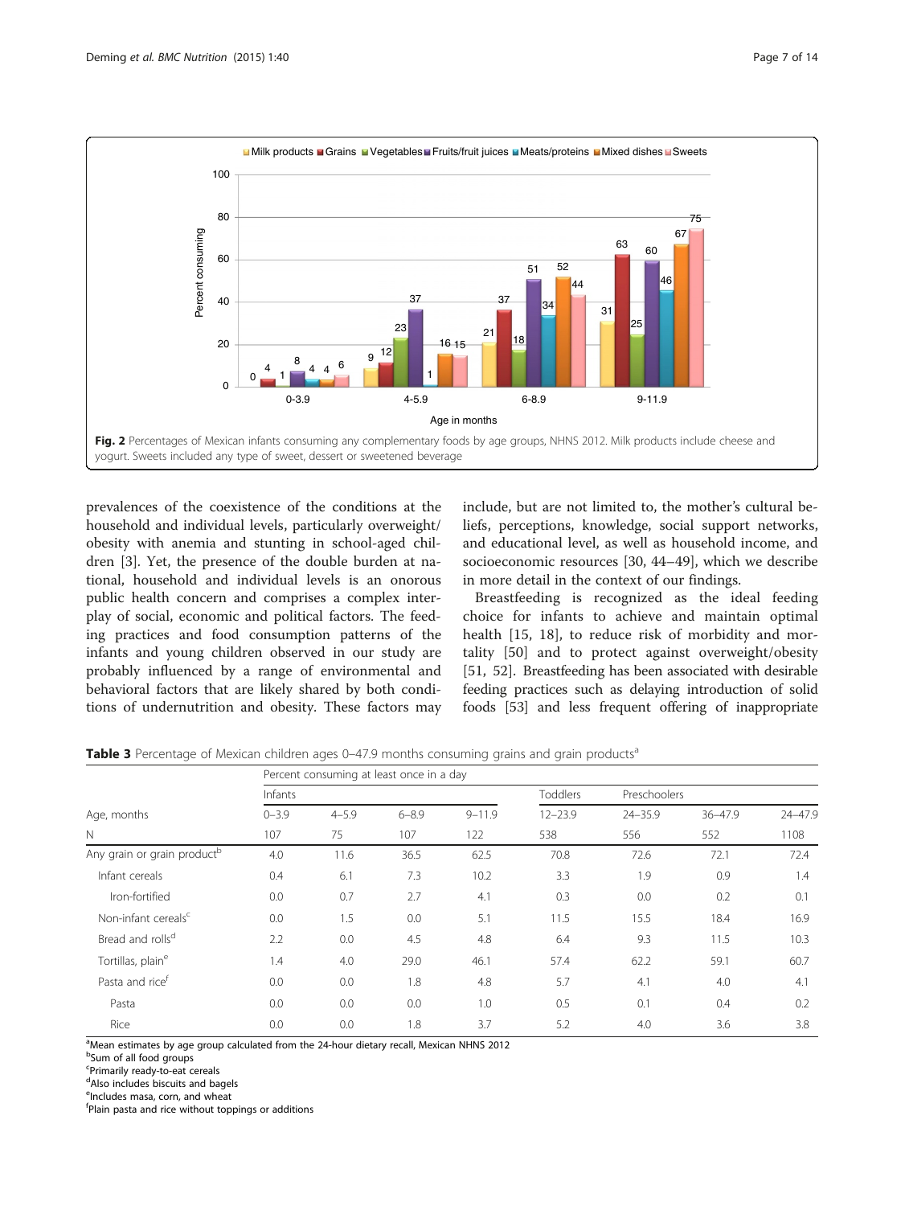Fig. 2 Percentages of Mexican infants consuming any complementary foods by age groups, NHNS 2012. Milk products include cheese and yogurt. Sweets included any type of sweet, dessert or sweetened beverage

prevalences of the coexistence of the conditions at the household and individual levels, particularly overweight/obesity with anemia and stunting in school-aged children [3]. Yet, the presence of the double burden at national, household and individual levels is an onorous public health concern and comprises a complex interplay of social, economic and political factors. The feeding practices and food consumption patterns of the infants and young children observed in our study are probably influenced by a range of environmental and behavioral factors that are likely shared by both conditions of undernutrition and obesity. These factors may include, but are not limited to, the mother's cultural beliefs, perceptions, knowledge, social support networks, and educational level, as well as household income, and socioeconomic resources [30, 44–49], which we describe in more detail in the context of our findings.

Breastfeeding is recognized as the ideal feeding choice for infants to achieve and maintain optimal health [15, 18], to reduce risk of morbidity and mortality [50] and to protect against overweight/obesity [51, 52]. Breastfeeding has been associated with desirable feeding practices such as delaying introduction of solid foods [53] and less frequent offering of inappropriate

**Table 3** Percentage of Mexican children ages 0–47.9 months consuming grains and grain products[a]

| | Percent consuming at least once in a day | | | | | | | |
|---|---|---|---|---|---|---|---|---|
| | Infants | | | | Toddlers | Preschoolers | | |
| Age, months | 0–3.9 | 4–5.9 | 6–8.9 | 9–11.9 | 12–23.9 | 24–35.9 | 36–47.9 | 24–47.9 |
| N | 107 | 75 | 107 | 122 | 538 | 556 | 552 | 1108 |
| Any grain or grain product[b] | 4.0 | 11.6 | 36.5 | 62.5 | 70.8 | 72.6 | 72.1 | 72.4 |
| Infant cereals | 0.4 | 6.1 | 7.3 | 10.2 | 3.3 | 1.9 | 0.9 | 1.4 |
| Iron-fortified | 0.0 | 0.7 | 2.7 | 4.1 | 0.3 | 0.0 | 0.2 | 0.1 |
| Non-infant cereals[c] | 0.0 | 1.5 | 0.0 | 5.1 | 11.5 | 15.5 | 18.4 | 16.9 |
| Bread and rolls[d] | 2.2 | 0.0 | 4.5 | 4.8 | 6.4 | 9.3 | 11.5 | 10.3 |
| Tortillas, plain[e] | 1.4 | 4.0 | 29.0 | 46.1 | 57.4 | 62.2 | 59.1 | 60.7 |
| Pasta and rice[f] | 0.0 | 0.0 | 1.8 | 4.8 | 5.7 | 4.1 | 4.0 | 4.1 |
| Pasta | 0.0 | 0.0 | 0.0 | 1.0 | 0.5 | 0.1 | 0.4 | 0.2 |
| Rice | 0.0 | 0.0 | 1.8 | 3.7 | 5.2 | 4.0 | 3.6 | 3.8 |

[a]Mean estimates by age group calculated from the 24-hour dietary recall, Mexican NHNS 2012
[b]Sum of all food groups
[c]Primarily ready-to-eat cereals
[d]Also includes biscuits and bagels
[e]Includes masa, corn, and wheat
[f]Plain pasta and rice without toppings or additions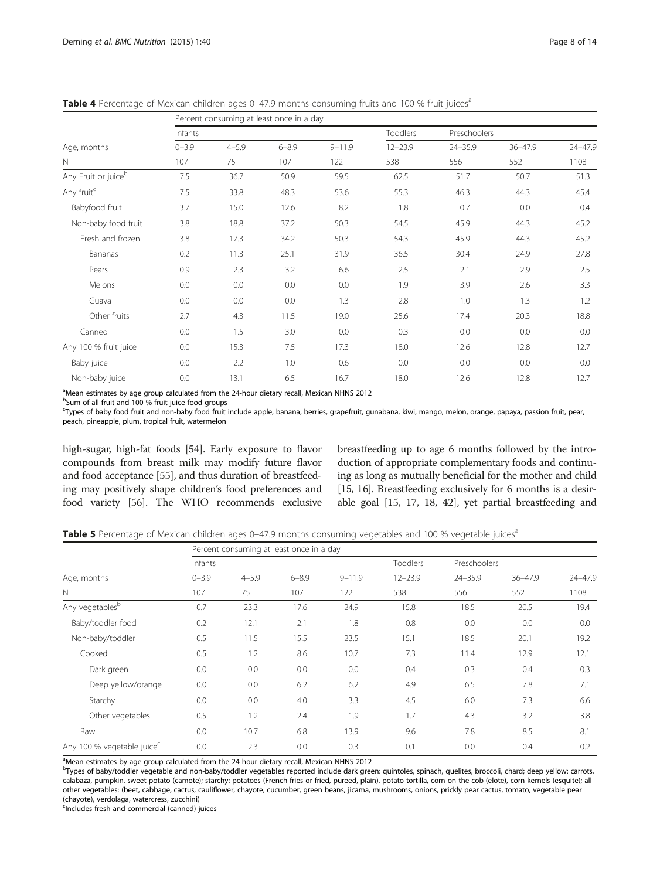**Table 4** Percentage of Mexican children ages 0–47.9 months consuming fruits and 100 % fruit juices[a]

| | Percent consuming at least once in a day | | | | | | | |
|---|---|---|---|---|---|---|---|---|
| | Infants | | | | Toddlers | Preschoolers | | |
| Age, months | 0–3.9 | 4–5.9 | 6–8.9 | 9–11.9 | 12–23.9 | 24–35.9 | 36–47.9 | 24–47.9 |
| N | 107 | 75 | 107 | 122 | 538 | 556 | 552 | 1108 |
| Any Fruit or juice[b] | 7.5 | 36.7 | 50.9 | 59.5 | 62.5 | 51.7 | 50.7 | 51.3 |
| Any fruit[c] | 7.5 | 33.8 | 48.3 | 53.6 | 55.3 | 46.3 | 44.3 | 45.4 |
| Babyfood fruit | 3.7 | 15.0 | 12.6 | 8.2 | 1.8 | 0.7 | 0.0 | 0.4 |
| Non-baby food fruit | 3.8 | 18.8 | 37.2 | 50.3 | 54.5 | 45.9 | 44.3 | 45.2 |
| Fresh and frozen | 3.8 | 17.3 | 34.2 | 50.3 | 54.3 | 45.9 | 44.3 | 45.2 |
| Bananas | 0.2 | 11.3 | 25.1 | 31.9 | 36.5 | 30.4 | 24.9 | 27.8 |
| Pears | 0.9 | 2.3 | 3.2 | 6.6 | 2.5 | 2.1 | 2.9 | 2.5 |
| Melons | 0.0 | 0.0 | 0.0 | 0.0 | 1.9 | 3.9 | 2.6 | 3.3 |
| Guava | 0.0 | 0.0 | 0.0 | 1.3 | 2.8 | 1.0 | 1.3 | 1.2 |
| Other fruits | 2.7 | 4.3 | 11.5 | 19.0 | 25.6 | 17.4 | 20.3 | 18.8 |
| Canned | 0.0 | 1.5 | 3.0 | 0.0 | 0.3 | 0.0 | 0.0 | 0.0 |
| Any 100 % fruit juice | 0.0 | 15.3 | 7.5 | 17.3 | 18.0 | 12.6 | 12.8 | 12.7 |
| Baby juice | 0.0 | 2.2 | 1.0 | 0.6 | 0.0 | 0.0 | 0.0 | 0.0 |
| Non-baby juice | 0.0 | 13.1 | 6.5 | 16.7 | 18.0 | 12.6 | 12.8 | 12.7 |

[a]Mean estimates by age group calculated from the 24-hour dietary recall, Mexican NHNS 2012
[b]Sum of all fruit and 100 % fruit juice food groups
[c]Types of baby food fruit and non-baby food fruit include apple, banana, berries, grapefruit, gunabana, kiwi, mango, melon, orange, papaya, passion fruit, pear, peach, pineapple, plum, tropical fruit, watermelon

high-sugar, high-fat foods [54]. Early exposure to flavor compounds from breast milk may modify future flavor and food acceptance [55], and thus duration of breastfeeding may positively shape children's food preferences and food variety [56]. The WHO recommends exclusive breastfeeding up to age 6 months followed by the introduction of appropriate complementary foods and continuing as long as mutually beneficial for the mother and child [15, 16]. Breastfeeding exclusively for 6 months is a desirable goal [15, 17, 18, 42], yet partial breastfeeding and

**Table 5** Percentage of Mexican children ages 0–47.9 months consuming vegetables and 100 % vegetable juices[a]

| | Percent consuming at least once in a day | | | | | | | |
|---|---|---|---|---|---|---|---|---|
| | Infants | | | | Toddlers | Preschoolers | | |
| Age, months | 0–3.9 | 4–5.9 | 6–8.9 | 9–11.9 | 12–23.9 | 24–35.9 | 36–47.9 | 24–47.9 |
| N | 107 | 75 | 107 | 122 | 538 | 556 | 552 | 1108 |
| Any vegetables[b] | 0.7 | 23.3 | 17.6 | 24.9 | 15.8 | 18.5 | 20.5 | 19.4 |
| Baby/toddler food | 0.2 | 12.1 | 2.1 | 1.8 | 0.8 | 0.0 | 0.0 | 0.0 |
| Non-baby/toddler | 0.5 | 11.5 | 15.5 | 23.5 | 15.1 | 18.5 | 20.1 | 19.2 |
| Cooked | 0.5 | 1.2 | 8.6 | 10.7 | 7.3 | 11.4 | 12.9 | 12.1 |
| Dark green | 0.0 | 0.0 | 0.0 | 0.0 | 0.4 | 0.3 | 0.4 | 0.3 |
| Deep yellow/orange | 0.0 | 0.0 | 6.2 | 6.2 | 4.9 | 6.5 | 7.8 | 7.1 |
| Starchy | 0.0 | 0.0 | 4.0 | 3.3 | 4.5 | 6.0 | 7.3 | 6.6 |
| Other vegetables | 0.5 | 1.2 | 2.4 | 1.9 | 1.7 | 4.3 | 3.2 | 3.8 |
| Raw | 0.0 | 10.7 | 6.8 | 13.9 | 9.6 | 7.8 | 8.5 | 8.1 |
| Any 100 % vegetable juice[c] | 0.0 | 2.3 | 0.0 | 0.3 | 0.1 | 0.0 | 0.4 | 0.2 |

[a]Mean estimates by age group calculated from the 24-hour dietary recall, Mexican NHNS 2012
[b]Types of baby/toddler vegetable and non-baby/toddler vegetables reported include dark green: quintoles, spinach, quelites, broccoli, chard; deep yellow: carrots, calabaza, pumpkin, sweet potato (camote); starchy: potatoes (French fries or fried, pureed, plain), potato tortilla, corn on the cob (elote), corn kernels (esquite); all other vegetables: (beet, cabbage, cactus, cauliflower, chayote, cucumber, green beans, jicama, mushrooms, onions, prickly pear cactus, tomato, vegetable pear (chayote), verdolaga, watercress, zucchini)
[c]Includes fresh and commercial (canned) juices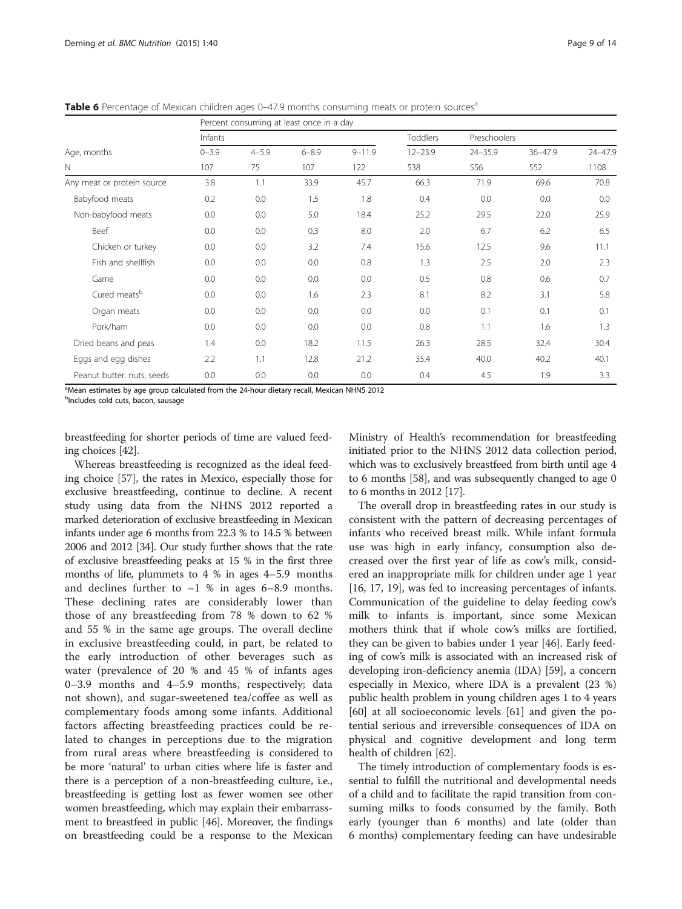**Table 6** Percentage of Mexican children ages 0–47.9 months consuming meats or protein sources[a]

| | Percent consuming at least once in a day | | | | | | | |
|---|---|---|---|---|---|---|---|---|
| | Infants | | | | Toddlers | Preschoolers | | |
| Age, months | 0–3.9 | 4–5.9 | 6–8.9 | 9–11.9 | 12–23.9 | 24–35.9 | 36–47.9 | 24–47.9 |
| N | 107 | 75 | 107 | 122 | 538 | 556 | 552 | 1108 |
| Any meat or protein source | 3.8 | 1.1 | 33.9 | 45.7 | 66.3 | 71.9 | 69.6 | 70.8 |
| Babyfood meats | 0.2 | 0.0 | 1.5 | 1.8 | 0.4 | 0.0 | 0.0 | 0.0 |
| Non-babyfood meats | 0.0 | 0.0 | 5.0 | 18.4 | 25.2 | 29.5 | 22.0 | 25.9 |
| Beef | 0.0 | 0.0 | 0.3 | 8.0 | 2.0 | 6.7 | 6.2 | 6.5 |
| Chicken or turkey | 0.0 | 0.0 | 3.2 | 7.4 | 15.6 | 12.5 | 9.6 | 11.1 |
| Fish and shellfish | 0.0 | 0.0 | 0.0 | 0.8 | 1.3 | 2.5 | 2.0 | 2.3 |
| Game | 0.0 | 0.0 | 0.0 | 0.0 | 0.5 | 0.8 | 0.6 | 0.7 |
| Cured meats[b] | 0.0 | 0.0 | 1.6 | 2.3 | 8.1 | 8.2 | 3.1 | 5.8 |
| Organ meats | 0.0 | 0.0 | 0.0 | 0.0 | 0.0 | 0.1 | 0.1 | 0.1 |
| Pork/ham | 0.0 | 0.0 | 0.0 | 0.0 | 0.8 | 1.1 | 1.6 | 1.3 |
| Dried beans and peas | 1.4 | 0.0 | 18.2 | 11.5 | 26.3 | 28.5 | 32.4 | 30.4 |
| Eggs and egg dishes | 2.2 | 1.1 | 12.8 | 21.2 | 35.4 | 40.0 | 40.2 | 40.1 |
| Peanut butter, nuts, seeds | 0.0 | 0.0 | 0.0 | 0.0 | 0.4 | 4.5 | 1.9 | 3.3 |

[a]Mean estimates by age group calculated from the 24-hour dietary recall, Mexican NHNS 2012

[b]Includes cold cuts, bacon, sausage

breastfeeding for shorter periods of time are valued feeding choices [42].

Whereas breastfeeding is recognized as the ideal feeding choice [57], the rates in Mexico, especially those for exclusive breastfeeding, continue to decline. A recent study using data from the NHNS 2012 reported a marked deterioration of exclusive breastfeeding in Mexican infants under age 6 months from 22.3 % to 14.5 % between 2006 and 2012 [34]. Our study further shows that the rate of exclusive breastfeeding peaks at 15 % in the first three months of life, plummets to 4 % in ages 4–5.9 months and declines further to ~1 % in ages 6–8.9 months. These declining rates are considerably lower than those of any breastfeeding from 78 % down to 62 % and 55 % in the same age groups. The overall decline in exclusive breastfeeding could, in part, be related to the early introduction of other beverages such as water (prevalence of 20 % and 45 % of infants ages 0–3.9 months and 4–5.9 months, respectively; data not shown), and sugar-sweetened tea/coffee as well as complementary foods among some infants. Additional factors affecting breastfeeding practices could be related to changes in perceptions due to the migration from rural areas where breastfeeding is considered to be more 'natural' to urban cities where life is faster and there is a perception of a non-breastfeeding culture, i.e., breastfeeding is getting lost as fewer women see other women breastfeeding, which may explain their embarrassment to breastfeed in public [46]. Moreover, the findings on breastfeeding could be a response to the Mexican Ministry of Health's recommendation for breastfeeding initiated prior to the NHNS 2012 data collection period, which was to exclusively breastfeed from birth until age 4 to 6 months [58], and was subsequently changed to age 0 to 6 months in 2012 [17].

The overall drop in breastfeeding rates in our study is consistent with the pattern of decreasing percentages of infants who received breast milk. While infant formula use was high in early infancy, consumption also decreased over the first year of life as cow's milk, considered an inappropriate milk for children under age 1 year [16, 17, 19], was fed to increasing percentages of infants. Communication of the guideline to delay feeding cow's milk to infants is important, since some Mexican mothers think that if whole cow's milks are fortified, they can be given to babies under 1 year [46]. Early feeding of cow's milk is associated with an increased risk of developing iron-deficiency anemia (IDA) [59], a concern especially in Mexico, where IDA is a prevalent (23 %) public health problem in young children ages 1 to 4 years [60] at all socioeconomic levels [61] and given the potential serious and irreversible consequences of IDA on physical and cognitive development and long term health of children [62].

The timely introduction of complementary foods is essential to fulfill the nutritional and developmental needs of a child and to facilitate the rapid transition from consuming milks to foods consumed by the family. Both early (younger than 6 months) and late (older than 6 months) complementary feeding can have undesirable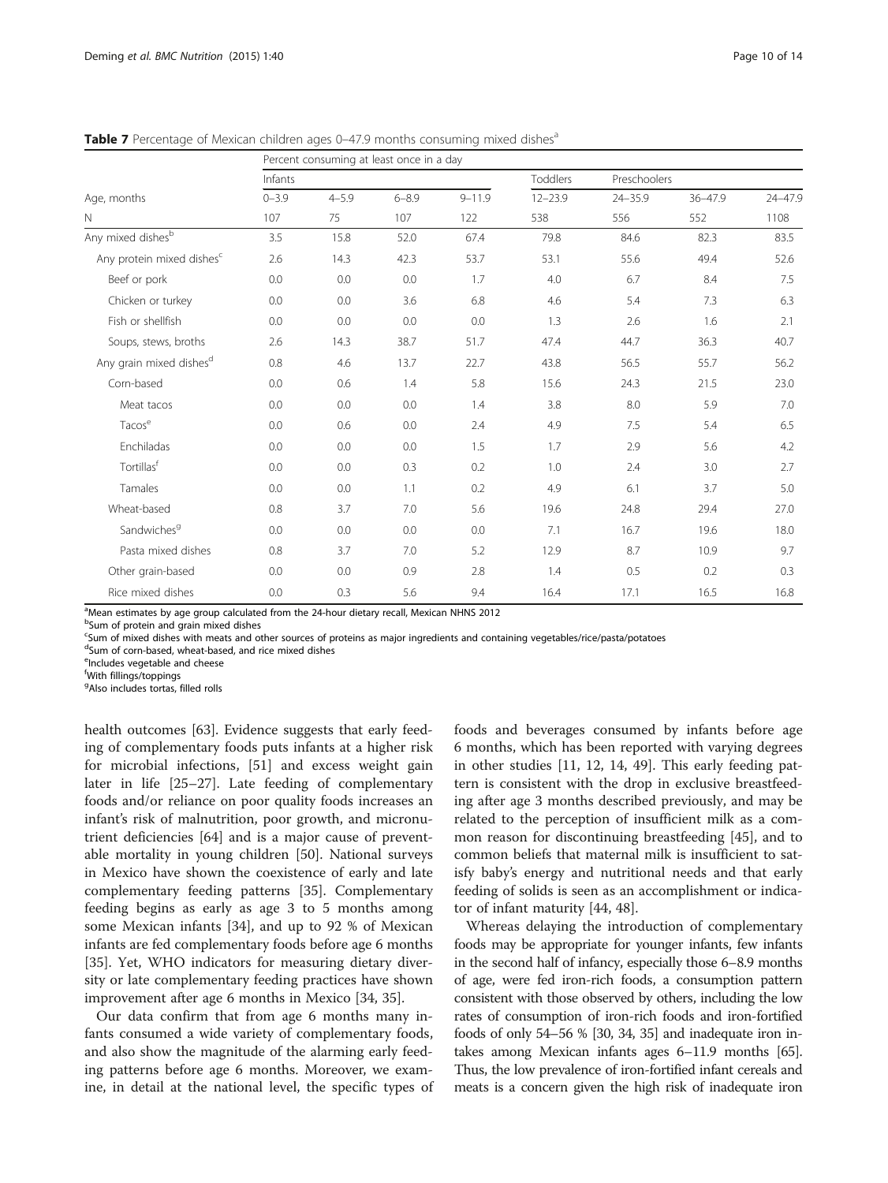**Table 7** Percentage of Mexican children ages 0–47.9 months consuming mixed dishes[a]

| | Percent consuming at least once in a day | | | | | | | |
|---|---|---|---|---|---|---|---|---|
| | Infants | | | | Toddlers | Preschoolers | | |
| Age, months | 0–3.9 | 4–5.9 | 6–8.9 | 9–11.9 | 12–23.9 | 24–35.9 | 36–47.9 | 24–47.9 |
| N | 107 | 75 | 107 | 122 | 538 | 556 | 552 | 1108 |
| Any mixed dishes[b] | 3.5 | 15.8 | 52.0 | 67.4 | 79.8 | 84.6 | 82.3 | 83.5 |
| Any protein mixed dishes[c] | 2.6 | 14.3 | 42.3 | 53.7 | 53.1 | 55.6 | 49.4 | 52.6 |
| Beef or pork | 0.0 | 0.0 | 0.0 | 1.7 | 4.0 | 6.7 | 8.4 | 7.5 |
| Chicken or turkey | 0.0 | 0.0 | 3.6 | 6.8 | 4.6 | 5.4 | 7.3 | 6.3 |
| Fish or shellfish | 0.0 | 0.0 | 0.0 | 0.0 | 1.3 | 2.6 | 1.6 | 2.1 |
| Soups, stews, broths | 2.6 | 14.3 | 38.7 | 51.7 | 47.4 | 44.7 | 36.3 | 40.7 |
| Any grain mixed dishes[d] | 0.8 | 4.6 | 13.7 | 22.7 | 43.8 | 56.5 | 55.7 | 56.2 |
| Corn-based | 0.0 | 0.6 | 1.4 | 5.8 | 15.6 | 24.3 | 21.5 | 23.0 |
| Meat tacos | 0.0 | 0.0 | 0.0 | 1.4 | 3.8 | 8.0 | 5.9 | 7.0 |
| Tacos[e] | 0.0 | 0.6 | 0.0 | 2.4 | 4.9 | 7.5 | 5.4 | 6.5 |
| Enchiladas | 0.0 | 0.0 | 0.0 | 1.5 | 1.7 | 2.9 | 5.6 | 4.2 |
| Tortillas[f] | 0.0 | 0.0 | 0.3 | 0.2 | 1.0 | 2.4 | 3.0 | 2.7 |
| Tamales | 0.0 | 0.0 | 1.1 | 0.2 | 4.9 | 6.1 | 3.7 | 5.0 |
| Wheat-based | 0.8 | 3.7 | 7.0 | 5.6 | 19.6 | 24.8 | 29.4 | 27.0 |
| Sandwiches[g] | 0.0 | 0.0 | 0.0 | 0.0 | 7.1 | 16.7 | 19.6 | 18.0 |
| Pasta mixed dishes | 0.8 | 3.7 | 7.0 | 5.2 | 12.9 | 8.7 | 10.9 | 9.7 |
| Other grain-based | 0.0 | 0.0 | 0.9 | 2.8 | 1.4 | 0.5 | 0.2 | 0.3 |
| Rice mixed dishes | 0.0 | 0.3 | 5.6 | 9.4 | 16.4 | 17.1 | 16.5 | 16.8 |

[a]Mean estimates by age group calculated from the 24-hour dietary recall, Mexican NHNS 2012
[b]Sum of protein and grain mixed dishes
[c]Sum of mixed dishes with meats and other sources of proteins as major ingredients and containing vegetables/rice/pasta/potatoes
[d]Sum of corn-based, wheat-based, and rice mixed dishes
[e]Includes vegetable and cheese
[f]With fillings/toppings
[g]Also includes tortas, filled rolls

health outcomes [63]. Evidence suggests that early feeding of complementary foods puts infants at a higher risk for microbial infections, [51] and excess weight gain later in life [25–27]. Late feeding of complementary foods and/or reliance on poor quality foods increases an infant's risk of malnutrition, poor growth, and micronutrient deficiencies [64] and is a major cause of preventable mortality in young children [50]. National surveys in Mexico have shown the coexistence of early and late complementary feeding patterns [35]. Complementary feeding begins as early as age 3 to 5 months among some Mexican infants [34], and up to 92 % of Mexican infants are fed complementary foods before age 6 months [35]. Yet, WHO indicators for measuring dietary diversity or late complementary feeding practices have shown improvement after age 6 months in Mexico [34, 35].

Our data confirm that from age 6 months many infants consumed a wide variety of complementary foods, and also show the magnitude of the alarming early feeding patterns before age 6 months. Moreover, we examine, in detail at the national level, the specific types of foods and beverages consumed by infants before age 6 months, which has been reported with varying degrees in other studies [11, 12, 14, 49]. This early feeding pattern is consistent with the drop in exclusive breastfeeding after age 3 months described previously, and may be related to the perception of insufficient milk as a common reason for discontinuing breastfeeding [45], and to common beliefs that maternal milk is insufficient to satisfy baby's energy and nutritional needs and that early feeding of solids is seen as an accomplishment or indicator of infant maturity [44, 48].

Whereas delaying the introduction of complementary foods may be appropriate for younger infants, few infants in the second half of infancy, especially those 6–8.9 months of age, were fed iron-rich foods, a consumption pattern consistent with those observed by others, including the low rates of consumption of iron-rich foods and iron-fortified foods of only 54–56 % [30, 34, 35] and inadequate iron intakes among Mexican infants ages 6–11.9 months [65]. Thus, the low prevalence of iron-fortified infant cereals and meats is a concern given the high risk of inadequate iron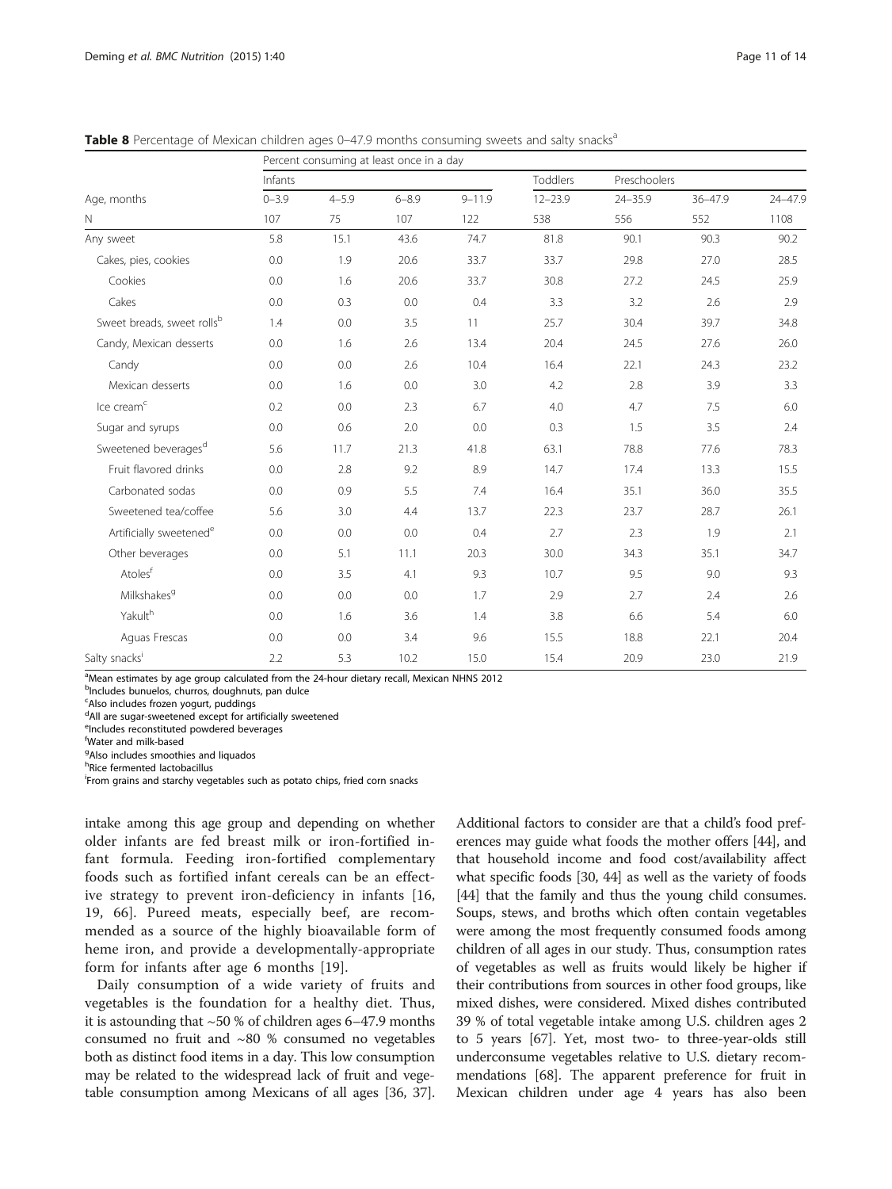**Table 8** Percentage of Mexican children ages 0–47.9 months consuming sweets and salty snacks[a]

| | Percent consuming at least once in a day | | | | | | | |
|---|---|---|---|---|---|---|---|---|
| | Infants | | | | Toddlers | Preschoolers | | |
| Age, months | 0–3.9 | 4–5.9 | 6–8.9 | 9–11.9 | 12–23.9 | 24–35.9 | 36–47.9 | 24–47.9 |
| N | 107 | 75 | 107 | 122 | 538 | 556 | 552 | 1108 |
| Any sweet | 5.8 | 15.1 | 43.6 | 74.7 | 81.8 | 90.1 | 90.3 | 90.2 |
| Cakes, pies, cookies | 0.0 | 1.9 | 20.6 | 33.7 | 33.7 | 29.8 | 27.0 | 28.5 |
| Cookies | 0.0 | 1.6 | 20.6 | 33.7 | 30.8 | 27.2 | 24.5 | 25.9 |
| Cakes | 0.0 | 0.3 | 0.0 | 0.4 | 3.3 | 3.2 | 2.6 | 2.9 |
| Sweet breads, sweet rolls[b] | 1.4 | 0.0 | 3.5 | 11 | 25.7 | 30.4 | 39.7 | 34.8 |
| Candy, Mexican desserts | 0.0 | 1.6 | 2.6 | 13.4 | 20.4 | 24.5 | 27.6 | 26.0 |
| Candy | 0.0 | 0.0 | 2.6 | 10.4 | 16.4 | 22.1 | 24.3 | 23.2 |
| Mexican desserts | 0.0 | 1.6 | 0.0 | 3.0 | 4.2 | 2.8 | 3.9 | 3.3 |
| Ice cream[c] | 0.2 | 0.0 | 2.3 | 6.7 | 4.0 | 4.7 | 7.5 | 6.0 |
| Sugar and syrups | 0.0 | 0.6 | 2.0 | 0.0 | 0.3 | 1.5 | 3.5 | 2.4 |
| Sweetened beverages[d] | 5.6 | 11.7 | 21.3 | 41.8 | 63.1 | 78.8 | 77.6 | 78.3 |
| Fruit flavored drinks | 0.0 | 2.8 | 9.2 | 8.9 | 14.7 | 17.4 | 13.3 | 15.5 |
| Carbonated sodas | 0.0 | 0.9 | 5.5 | 7.4 | 16.4 | 35.1 | 36.0 | 35.5 |
| Sweetened tea/coffee | 5.6 | 3.0 | 4.4 | 13.7 | 22.3 | 23.7 | 28.7 | 26.1 |
| Artificially sweetened[e] | 0.0 | 0.0 | 0.0 | 0.4 | 2.7 | 2.3 | 1.9 | 2.1 |
| Other beverages | 0.0 | 5.1 | 11.1 | 20.3 | 30.0 | 34.3 | 35.1 | 34.7 |
| Atoles[f] | 0.0 | 3.5 | 4.1 | 9.3 | 10.7 | 9.5 | 9.0 | 9.3 |
| Milkshakes[g] | 0.0 | 0.0 | 0.0 | 1.7 | 2.9 | 2.7 | 2.4 | 2.6 |
| Yakult[h] | 0.0 | 1.6 | 3.6 | 1.4 | 3.8 | 6.6 | 5.4 | 6.0 |
| Aguas Frescas | 0.0 | 0.0 | 3.4 | 9.6 | 15.5 | 18.8 | 22.1 | 20.4 |
| Salty snacks[i] | 2.2 | 5.3 | 10.2 | 15.0 | 15.4 | 20.9 | 23.0 | 21.9 |

[a]Mean estimates by age group calculated from the 24-hour dietary recall, Mexican NHNS 2012
[b]Includes bunuelos, churros, doughnuts, pan dulce
[c]Also includes frozen yogurt, puddings
[d]All are sugar-sweetened except for artificially sweetened
[e]Includes reconstituted powdered beverages
[f]Water and milk-based
[g]Also includes smoothies and liquados
[h]Rice fermented lactobacillus
[i]From grains and starchy vegetables such as potato chips, fried corn snacks

intake among this age group and depending on whether older infants are fed breast milk or iron-fortified infant formula. Feeding iron-fortified complementary foods such as fortified infant cereals can be an effective strategy to prevent iron-deficiency in infants [16, 19, 66]. Pureed meats, especially beef, are recommended as a source of the highly bioavailable form of heme iron, and provide a developmentally-appropriate form for infants after age 6 months [19].

Daily consumption of a wide variety of fruits and vegetables is the foundation for a healthy diet. Thus, it is astounding that ~50 % of children ages 6–47.9 months consumed no fruit and ~80 % consumed no vegetables both as distinct food items in a day. This low consumption may be related to the widespread lack of fruit and vegetable consumption among Mexicans of all ages [36, 37]. Additional factors to consider are that a child's food preferences may guide what foods the mother offers [44], and that household income and food cost/availability affect what specific foods [30, 44] as well as the variety of foods [44] that the family and thus the young child consumes. Soups, stews, and broths which often contain vegetables were among the most frequently consumed foods among children of all ages in our study. Thus, consumption rates of vegetables as well as fruits would likely be higher if their contributions from sources in other food groups, like mixed dishes, were considered. Mixed dishes contributed 39 % of total vegetable intake among U.S. children ages 2 to 5 years [67]. Yet, most two- to three-year-olds still underconsume vegetables relative to U.S. dietary recommendations [68]. The apparent preference for fruit in Mexican children under age 4 years has also been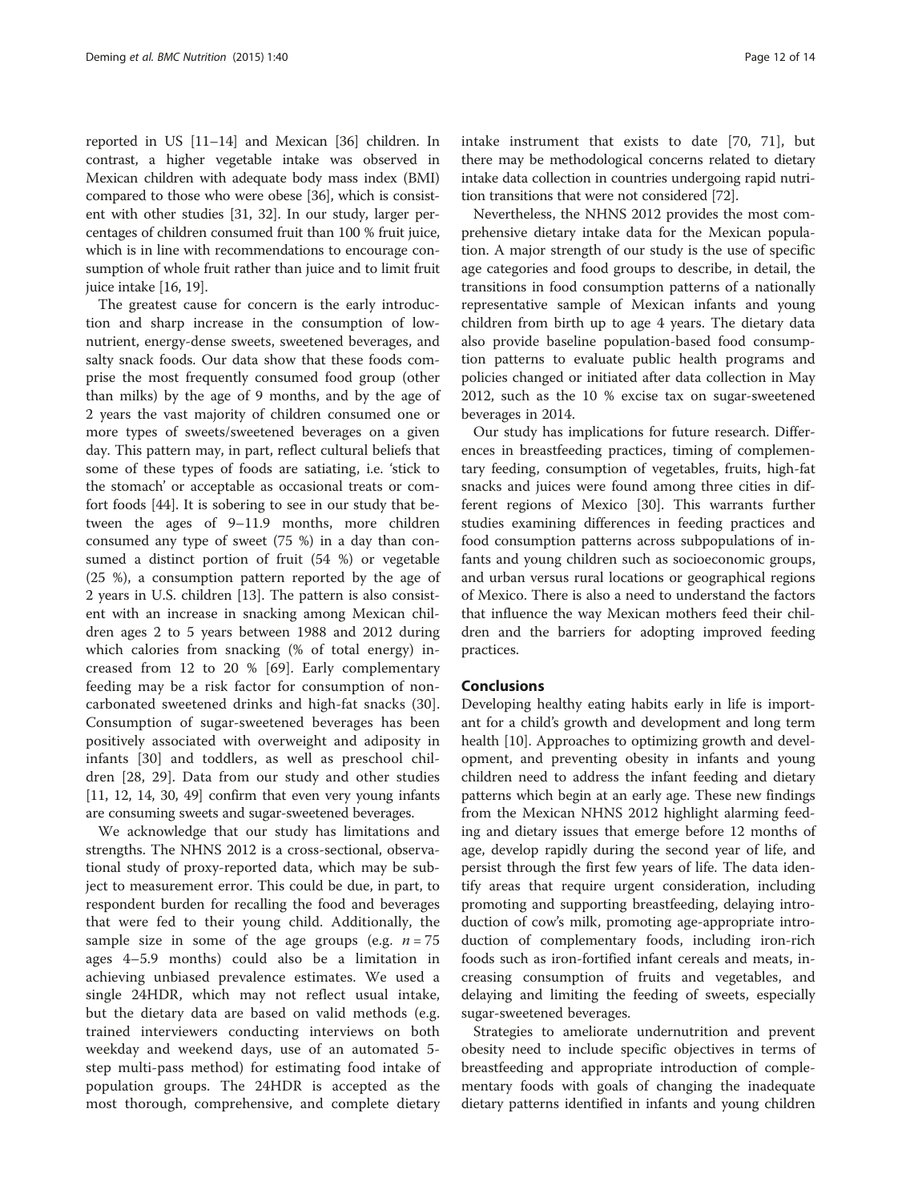reported in US [11–14] and Mexican [36] children. In contrast, a higher vegetable intake was observed in Mexican children with adequate body mass index (BMI) compared to those who were obese [36], which is consistent with other studies [31, 32]. In our study, larger percentages of children consumed fruit than 100 % fruit juice, which is in line with recommendations to encourage consumption of whole fruit rather than juice and to limit fruit juice intake [16, 19].

The greatest cause for concern is the early introduction and sharp increase in the consumption of low-nutrient, energy-dense sweets, sweetened beverages, and salty snack foods. Our data show that these foods comprise the most frequently consumed food group (other than milks) by the age of 9 months, and by the age of 2 years the vast majority of children consumed one or more types of sweets/sweetened beverages on a given day. This pattern may, in part, reflect cultural beliefs that some of these types of foods are satiating, i.e. 'stick to the stomach' or acceptable as occasional treats or comfort foods [44]. It is sobering to see in our study that between the ages of 9–11.9 months, more children consumed any type of sweet (75 %) in a day than consumed a distinct portion of fruit (54 %) or vegetable (25 %), a consumption pattern reported by the age of 2 years in U.S. children [13]. The pattern is also consistent with an increase in snacking among Mexican children ages 2 to 5 years between 1988 and 2012 during which calories from snacking (% of total energy) increased from 12 to 20 % [69]. Early complementary feeding may be a risk factor for consumption of non-carbonated sweetened drinks and high-fat snacks (30]. Consumption of sugar-sweetened beverages has been positively associated with overweight and adiposity in infants [30] and toddlers, as well as preschool children [28, 29]. Data from our study and other studies [11, 12, 14, 30, 49] confirm that even very young infants are consuming sweets and sugar-sweetened beverages.

We acknowledge that our study has limitations and strengths. The NHNS 2012 is a cross-sectional, observational study of proxy-reported data, which may be subject to measurement error. This could be due, in part, to respondent burden for recalling the food and beverages that were fed to their young child. Additionally, the sample size in some of the age groups (e.g. $n = 75$ ages 4–5.9 months) could also be a limitation in achieving unbiased prevalence estimates. We used a single 24HDR, which may not reflect usual intake, but the dietary data are based on valid methods (e.g. trained interviewers conducting interviews on both weekday and weekend days, use of an automated 5-step multi-pass method) for estimating food intake of population groups. The 24HDR is accepted as the most thorough, comprehensive, and complete dietary intake instrument that exists to date [70, 71], but there may be methodological concerns related to dietary intake data collection in countries undergoing rapid nutrition transitions that were not considered [72].

Nevertheless, the NHNS 2012 provides the most comprehensive dietary intake data for the Mexican population. A major strength of our study is the use of specific age categories and food groups to describe, in detail, the transitions in food consumption patterns of a nationally representative sample of Mexican infants and young children from birth up to age 4 years. The dietary data also provide baseline population-based food consumption patterns to evaluate public health programs and policies changed or initiated after data collection in May 2012, such as the 10 % excise tax on sugar-sweetened beverages in 2014.

Our study has implications for future research. Differences in breastfeeding practices, timing of complementary feeding, consumption of vegetables, fruits, high-fat snacks and juices were found among three cities in different regions of Mexico [30]. This warrants further studies examining differences in feeding practices and food consumption patterns across subpopulations of infants and young children such as socioeconomic groups, and urban versus rural locations or geographical regions of Mexico. There is also a need to understand the factors that influence the way Mexican mothers feed their children and the barriers for adopting improved feeding practices.

## Conclusions

Developing healthy eating habits early in life is important for a child's growth and development and long term health [10]. Approaches to optimizing growth and development, and preventing obesity in infants and young children need to address the infant feeding and dietary patterns which begin at an early age. These new findings from the Mexican NHNS 2012 highlight alarming feeding and dietary issues that emerge before 12 months of age, develop rapidly during the second year of life, and persist through the first few years of life. The data identify areas that require urgent consideration, including promoting and supporting breastfeeding, delaying introduction of cow's milk, promoting age-appropriate introduction of complementary foods, including iron-rich foods such as iron-fortified infant cereals and meats, increasing consumption of fruits and vegetables, and delaying and limiting the feeding of sweets, especially sugar-sweetened beverages.

Strategies to ameliorate undernutrition and prevent obesity need to include specific objectives in terms of breastfeeding and appropriate introduction of complementary foods with goals of changing the inadequate dietary patterns identified in infants and young children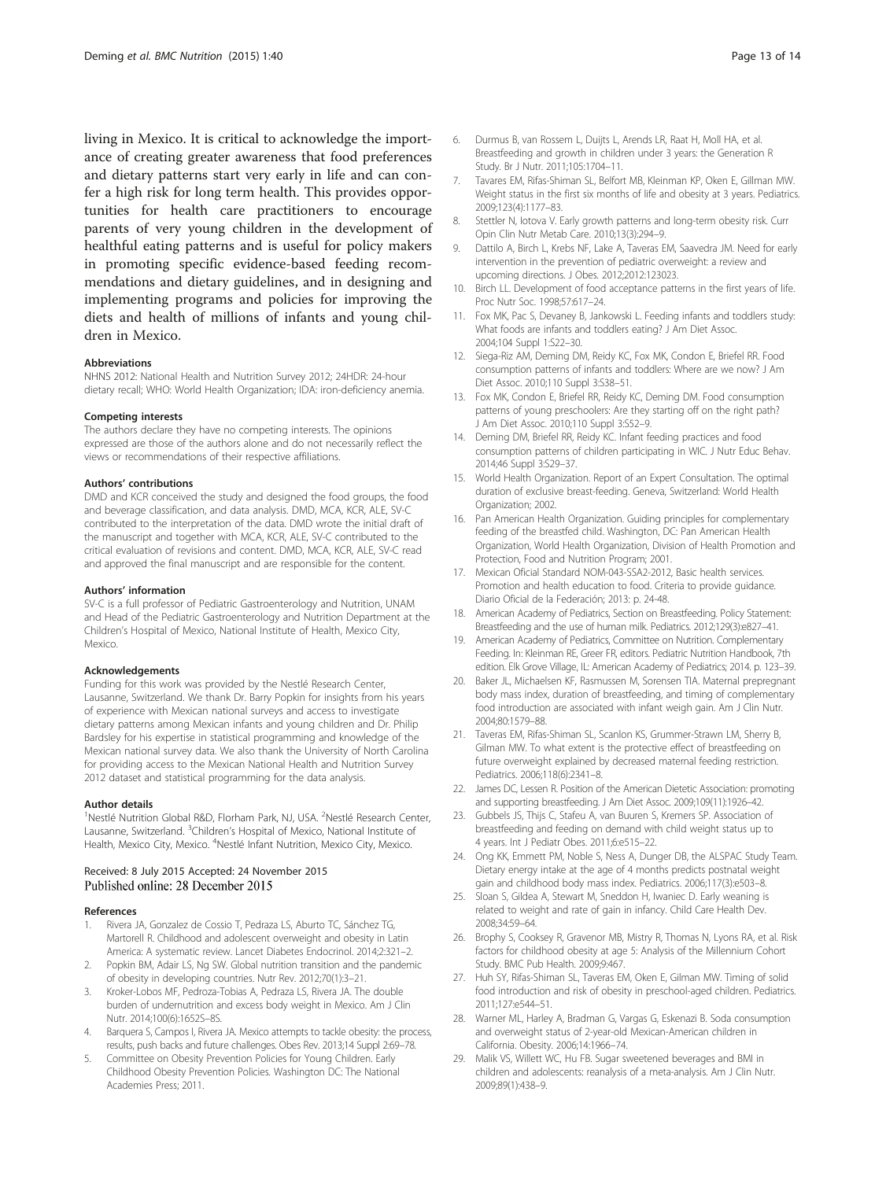living in Mexico. It is critical to acknowledge the importance of creating greater awareness that food preferences and dietary patterns start very early in life and can confer a high risk for long term health. This provides opportunities for health care practitioners to encourage parents of very young children in the development of healthful eating patterns and is useful for policy makers in promoting specific evidence-based feeding recommendations and dietary guidelines, and in designing and implementing programs and policies for improving the diets and health of millions of infants and young children in Mexico.

#### Abbreviations

NHNS 2012: National Health and Nutrition Survey 2012; 24HDR: 24-hour dietary recall; WHO: World Health Organization; IDA: iron-deficiency anemia.

#### Competing interests

The authors declare they have no competing interests. The opinions expressed are those of the authors alone and do not necessarily reflect the views or recommendations of their respective affiliations.

#### Authors' contributions

DMD and KCR conceived the study and designed the food groups, the food and beverage classification, and data analysis. DMD, MCA, KCR, ALE, SV-C contributed to the interpretation of the data. DMD wrote the initial draft of the manuscript and together with MCA, KCR, ALE, SV-C contributed to the critical evaluation of revisions and content. DMD, MCA, KCR, ALE, SV-C read and approved the final manuscript and are responsible for the content.

#### Authors' information

SV-C is a full professor of Pediatric Gastroenterology and Nutrition, UNAM and Head of the Pediatric Gastroenterology and Nutrition Department at the Children's Hospital of Mexico, National Institute of Health, Mexico City, Mexico.

#### Acknowledgements

Funding for this work was provided by the Nestlé Research Center, Lausanne, Switzerland. We thank Dr. Barry Popkin for insights from his years of experience with Mexican national surveys and access to investigate dietary patterns among Mexican infants and young children and Dr. Philip Bardsley for his expertise in statistical programming and knowledge of the Mexican national survey data. We also thank the University of North Carolina for providing access to the Mexican National Health and Nutrition Survey 2012 dataset and statistical programming for the data analysis.

#### Author details

[1]Nestlé Nutrition Global R&D, Florham Park, NJ, USA. [2]Nestlé Research Center, Lausanne, Switzerland. [3]Children's Hospital of Mexico, National Institute of Health, Mexico City, Mexico. [4]Nestlé Infant Nutrition, Mexico City, Mexico.

Received: 8 July 2015 Accepted: 24 November 2015
Published online: 28 December 2015

#### References

1. Rivera JA, Gonzalez de Cossio T, Pedraza LS, Aburto TC, Sánchez TG, Martorell R. Childhood and adolescent overweight and obesity in Latin America: A systematic review. Lancet Diabetes Endocrinol. 2014;2:321–2.
2. Popkin BM, Adair LS, Ng SW. Global nutrition transition and the pandemic of obesity in developing countries. Nutr Rev. 2012;70(1):3–21.
3. Kroker-Lobos MF, Pedroza-Tobias A, Pedraza LS, Rivera JA. The double burden of undernutrition and excess body weight in Mexico. Am J Clin Nutr. 2014;100(6):1652S–8S.
4. Barquera S, Campos I, Rivera JA. Mexico attempts to tackle obesity: the process, results, push backs and future challenges. Obes Rev. 2013;14 Suppl 2:69–78.
5. Committee on Obesity Prevention Policies for Young Children. Early Childhood Obesity Prevention Policies. Washington DC: The National Academies Press; 2011.
6. Durmus B, van Rossem L, Duijts L, Arends LR, Raat H, Moll HA, et al. Breastfeeding and growth in children under 3 years: the Generation R Study. Br J Nutr. 2011;105:1704–11.
7. Tavares EM, Rifas-Shiman SL, Belfort MB, Kleinman KP, Oken E, Gillman MW. Weight status in the first six months of life and obesity at 3 years. Pediatrics. 2009;123(4):1177–83.
8. Stettler N, Iotova V. Early growth patterns and long-term obesity risk. Curr Opin Clin Nutr Metab Care. 2010;13(3):294–9.
9. Dattilo A, Birch L, Krebs NF, Lake A, Taveras EM, Saavedra JM. Need for early intervention in the prevention of pediatric overweight: a review and upcoming directions. J Obes. 2012;2012:123023.
10. Birch LL. Development of food acceptance patterns in the first years of life. Proc Nutr Soc. 1998;57:617–24.
11. Fox MK, Pac S, Devaney B, Jankowski L. Feeding infants and toddlers study: What foods are infants and toddlers eating? J Am Diet Assoc. 2004;104 Suppl 1:S22–30.
12. Siega-Riz AM, Deming DM, Reidy KC, Fox MK, Condon E, Briefel RR. Food consumption patterns of infants and toddlers: Where are we now? J Am Diet Assoc. 2010;110 Suppl 3:S38–51.
13. Fox MK, Condon E, Briefel RR, Reidy KC, Deming DM. Food consumption patterns of young preschoolers: Are they starting off on the right path? J Am Diet Assoc. 2010;110 Suppl 3:S52–9.
14. Deming DM, Briefel RR, Reidy KC. Infant feeding practices and food consumption patterns of children participating in WIC. J Nutr Educ Behav. 2014;46 Suppl 3:S29–37.
15. World Health Organization. Report of an Expert Consultation. The optimal duration of exclusive breast-feeding. Geneva, Switzerland: World Health Organization; 2002.
16. Pan American Health Organization. Guiding principles for complementary feeding of the breastfed child. Washington, DC: Pan American Health Organization, World Health Organization, Division of Health Promotion and Protection, Food and Nutrition Program; 2001.
17. Mexican Oficial Standard NOM-043-SSA2-2012, Basic health services. Promotion and health education to food. Criteria to provide guidance. Diario Oficial de la Federación; 2013: p. 24-48.
18. American Academy of Pediatrics, Section on Breastfeeding. Policy Statement: Breastfeeding and the use of human milk. Pediatrics. 2012;129(3):e827–41.
19. American Academy of Pediatrics, Committee on Nutrition. Complementary Feeding. In: Kleinman RE, Greer FR, editors. Pediatric Nutrition Handbook, 7th edition. Elk Grove Village, IL: American Academy of Pediatrics; 2014. p. 123–39.
20. Baker JL, Michaelsen KF, Rasmussen M, Sorensen TIA. Maternal prepregnant body mass index, duration of breastfeeding, and timing of complementary food introduction are associated with infant weigh gain. Am J Clin Nutr. 2004;80:1579–88.
21. Taveras EM, Rifas-Shiman SL, Scanlon KS, Grummer-Strawn LM, Sherry B, Gilman MW. To what extent is the protective effect of breastfeeding on future overweight explained by decreased maternal feeding restriction. Pediatrics. 2006;118(6):2341–8.
22. James DC, Lessen R. Position of the American Dietetic Association: promoting and supporting breastfeeding. J Am Diet Assoc. 2009;109(11):1926–42.
23. Gubbels JS, Thijs C, Stafeu A, van Buuren S, Kremers SP. Association of breastfeeding and feeding on demand with child weight status up to 4 years. Int J Pediatr Obes. 2011;6:e515–22.
24. Ong KK, Emmett PM, Noble S, Ness A, Dunger DB, the ALSPAC Study Team. Dietary energy intake at the age of 4 months predicts postnatal weight gain and childhood body mass index. Pediatrics. 2006;117(3):e503–8.
25. Sloan S, Gildea A, Stewart M, Sneddon H, Iwaniec D. Early weaning is related to weight and rate of gain in infancy. Child Care Health Dev. 2008;34:59–64.
26. Brophy S, Cooksey R, Gravenor MB, Mistry R, Thomas N, Lyons RA, et al. Risk factors for childhood obesity at age 5: Analysis of the Millennium Cohort Study. BMC Pub Health. 2009;9:467.
27. Huh SY, Rifas-Shiman SL, Taveras EM, Oken E, Gilman MW. Timing of solid food introduction and risk of obesity in preschool-aged children. Pediatrics. 2011;127:e544–51.
28. Warner ML, Harley A, Bradman G, Vargas G, Eskenazi B. Soda consumption and overweight status of 2-year-old Mexican-American children in California. Obesity. 2006;14:1966–74.
29. Malik VS, Willett WC, Hu FB. Sugar sweetened beverages and BMI in children and adolescents: reanalysis of a meta-analysis. Am J Clin Nutr. 2009;89(1):438–9.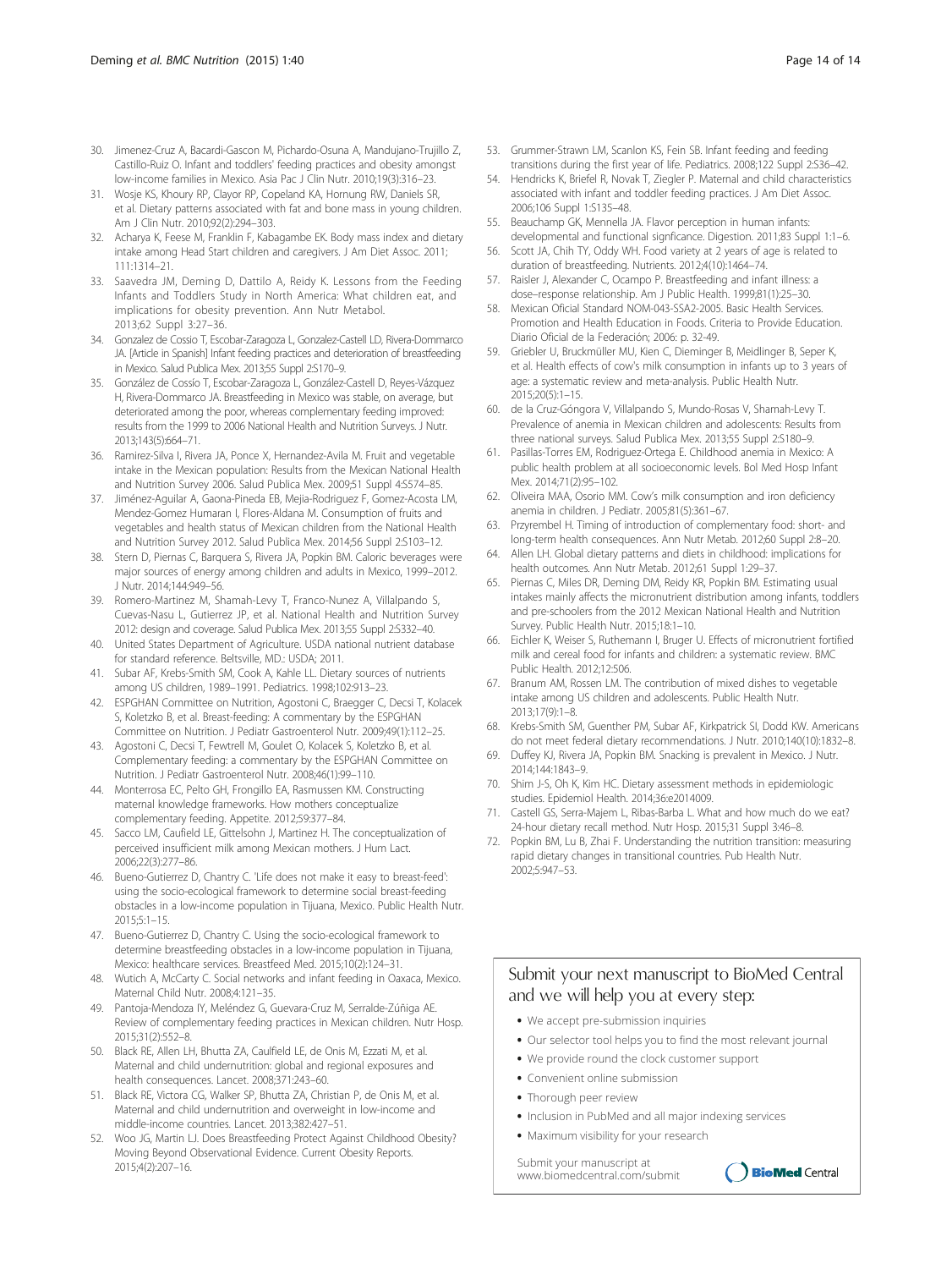30. Jimenez-Cruz A, Bacardi-Gascon M, Pichardo-Osuna A, Mandujano-Trujillo Z, Castillo-Ruiz O. Infant and toddlers' feeding practices and obesity amongst low-income families in Mexico. Asia Pac J Clin Nutr. 2010;19(3):316–23.
31. Wosje KS, Khoury RP, Claypr RP, Copeland KA, Hornung RW, Daniels SR, et al. Dietary patterns associated with fat and bone mass in young children. Am J Clin Nutr. 2010;92(2):294–303.
32. Acharya K, Feese M, Franklin F, Kabagambe EK. Body mass index and dietary intake among Head Start children and caregivers. J Am Diet Assoc. 2011; 111:1314–21.
33. Saavedra JM, Deming D, Dattilo A, Reidy K. Lessons from the Feeding Infants and Toddlers Study in North America: What children eat, and implications for obesity prevention. Ann Nutr Metabol. 2013;62 Suppl 3:27–36.
34. Gonzalez de Cossio T, Escobar-Zaragoza L, Gonzalez-Castell LD, Rivera-Dommarco JA. [Article in Spanish] Infant feeding practices and deterioration of breastfeeding in Mexico. Salud Publica Mex. 2013;55 Suppl 2:S170–9.
35. González de Cossío T, Escobar-Zaragoza L, González-Castell D, Reyes-Vázquez H, Rivera-Dommarco JA. Breastfeeding in Mexico was stable, on average, but deteriorated among the poor, whereas complementary feeding improved: results from the 1999 to 2006 National Health and Nutrition Surveys. J Nutr. 2013;143(5):664–71.
36. Ramirez-Silva I, Rivera JA, Ponce X, Hernandez-Avila M. Fruit and vegetable intake in the Mexican population: Results from the Mexican National Health and Nutrition Survey 2006. Salud Publica Mex. 2009;51 Suppl 4:S574–85.
37. Jiménez-Aguilar A, Gaona-Pineda EB, Mejia-Rodriguez F, Gomez-Acosta LM, Mendez-Gomez Humaran I, Flores-Aldana M. Consumption of fruits and vegetables and health status of Mexican children from the National Health and Nutrition Survey 2012. Salud Publica Mex. 2014;56 Suppl 2:S103–12.
38. Stern D, Piernas C, Barquera S, Rivera JA, Popkin BM. Caloric beverages were major sources of energy among children and adults in Mexico, 1999–2012. J Nutr. 2014;144:949–56.
39. Romero-Martinez M, Shamah-Levy T, Franco-Nunez A, Villalpando S, Cuevas-Nasu L, Gutierrez JP, et al. National Health and Nutrition Survey 2012: design and coverage. Salud Publica Mex. 2013;55 Suppl 2:S332–40.
40. United States Department of Agriculture. USDA national nutrient database for standard reference. Beltsville, MD.: USDA; 2011.
41. Subar AF, Krebs-Smith SM, Cook A, Kahle LL. Dietary sources of nutrients among US children, 1989–1991. Pediatrics. 1998;102:913–23.
42. ESPGHAN Committee on Nutrition, Agostoni C, Braegger C, Decsi T, Kolacek S, Koletzko B, et al. Breast-feeding: A commentary by the ESPGHAN Committee on Nutrition. J Pediatr Gastroenterol Nutr. 2009;49(1):112–25.
43. Agostoni C, Decsi T, Fewtrell M, Goulet O, Kolacek S, Koletzko B, et al. Complementary feeding: a commentary by the ESPGHAN Committee on Nutrition. J Pediatr Gastroenterol Nutr. 2008;46(1):99–110.
44. Monterrosa EC, Pelto GH, Frongillo EA, Rasmussen KM. Constructing maternal knowledge frameworks. How mothers conceptualize complementary feeding. Appetite. 2012;59:377–84.
45. Sacco LM, Caufield LE, Gittelsohn J, Martinez H. The conceptualization of perceived insufficient milk among Mexican mothers. J Hum Lact. 2006;22(3):277–86.
46. Bueno-Gutierrez D, Chantry C. 'Life does not make it easy to breast-feed': using the socio-ecological framework to determine social breast-feeding obstacles in a low-income population in Tijuana, Mexico. Public Health Nutr. 2015;5:1–15.
47. Bueno-Gutierrez D, Chantry C. Using the socio-ecological framework to determine breastfeeding obstacles in a low-income population in Tijuana, Mexico: healthcare services. Breastfeed Med. 2015;10(2):124–31.
48. Wutich A, McCarty C. Social networks and infant feeding in Oaxaca, Mexico. Maternal Child Nutr. 2008;4:121–35.
49. Pantoja-Mendoza IY, Meléndez G, Guevara-Cruz M, Serralde-Zúñiga AE. Review of complementary feeding practices in Mexican children. Nutr Hosp. 2015;31(2):552–8.
50. Black RE, Allen LH, Bhutta ZA, Caulfield LE, de Onis M, Ezzati M, et al. Maternal and child undernutrition: global and regional exposures and health consequences. Lancet. 2008;371:243–60.
51. Black RE, Victora CG, Walker SP, Bhutta ZA, Christian P, de Onis M, et al. Maternal and child undernutrition and overweight in low-income and middle-income countries. Lancet. 2013;382:427–51.
52. Woo JG, Martin LJ. Does Breastfeeding Protect Against Childhood Obesity? Moving Beyond Observational Evidence. Current Obesity Reports. 2015;4(2):207–16.
53. Grummer-Strawn LM, Scanlon KS, Fein SB. Infant feeding and feeding transitions during the first year of life. Pediatrics. 2008;122 Suppl 2:S36–42.
54. Hendricks K, Briefel R, Novak T, Ziegler P. Maternal and child characteristics associated with infant and toddler feeding practices. J Am Diet Assoc. 2006;106 Suppl 1:S135–48.
55. Beauchamp GK, Mennella JA. Flavor perception in human infants: developmental and functional signficance. Digestion. 2011;83 Suppl 1:1–6.
56. Scott JA, Chih TY, Oddy WH. Food variety at 2 years of age is related to duration of breastfeeding. Nutrients. 2012;4(10):1464–74.
57. Raisler J, Alexander C, Ocampo P. Breastfeeding and infant illness: a dose–response relationship. Am J Public Health. 1999;81(1):25–30.
58. Mexican Oficial Standard NOM-043-SSA2-2005. Basic Health Services. Promotion and Health Education in Foods. Criteria to Provide Education. Diario Oficial de la Federación; 2006: p. 32-49.
59. Griebler U, Bruckmüller MU, Kien C, Dieminger B, Meidlinger B, Seper K, et al. Health effects of cow's milk consumption in infants up to 3 years of age: a systematic review and meta-analysis. Public Health Nutr. 2015;20(5):1–15.
60. de la Cruz-Góngora V, Villalpando S, Mundo-Rosas V, Shamah-Levy T. Prevalence of anemia in Mexican children and adolescents: Results from three national surveys. Salud Publica Mex. 2013;55 Suppl 2:S180–9.
61. Pasillas-Torres EM, Rodriguez-Ortega E. Childhood anemia in Mexico: A public health problem at all socioeconomic levels. Bol Med Hosp Infant Mex. 2014;71(2):95–102.
62. Oliveira MAA, Osorio MM. Cow's milk consumption and iron deficiency anemia in children. J Pediatr. 2005;81(5):361–67.
63. Przyrembel H. Timing of introduction of complementary food: short- and long-term health consequences. Ann Nutr Metab. 2012;60 Suppl 2:8–20.
64. Allen LH. Global dietary patterns and diets in childhood: implications for health outcomes. Ann Nutr Metab. 2012;61 Suppl 1:29–37.
65. Piernas C, Miles DR, Deming DM, Reidy KR, Popkin BM. Estimating usual intakes mainly affects the micronutrient distribution among infants, toddlers and pre-schoolers from the 2012 Mexican National Health and Nutrition Survey. Public Health Nutr. 2015;18:1–10.
66. Eichler K, Weiser S, Ruthemann I, Bruger U. Effects of micronutrient fortified milk and cereal food for infants and children: a systematic review. BMC Public Health. 2012;12:506.
67. Branum AM, Rossen LM. The contribution of mixed dishes to vegetable intake among US children and adolescents. Public Health Nutr. 2013;17(9):1–8.
68. Krebs-Smith SM, Guenther PM, Subar AF, Kirkpatrick SI, Dodd KW. Americans do not meet federal dietary recommendations. J Nutr. 2010;140(10):1832–8.
69. Duffey KJ, Rivera JA, Popkin BM. Snacking is prevalent in Mexico. J Nutr. 2014;144:1843–9.
70. Shim J-S, Oh K, Kim HC. Dietary assessment methods in epidemiologic studies. Epidemiol Health. 2014;36:e2014009.
71. Castell GS, Serra-Majem L, Ribas-Barba L. What and how much do we eat? 24-hour dietary recall method. Nutr Hosp. 2015;31 Suppl 3:46–8.
72. Popkin BM, Lu B, Zhai F. Understanding the nutrition transition: measuring rapid dietary changes in transitional countries. Pub Health Nutr. 2002;5:947–53.

Submit your next manuscript to BioMed Central and we will help you at every step:

- We accept pre-submission inquiries
- Our selector tool helps you to find the most relevant journal
- We provide round the clock customer support
- Convenient online submission
- Thorough peer review
- Inclusion in PubMed and all major indexing services
- Maximum visibility for your research

Submit your manuscript at www.biomedcentral.com/submit